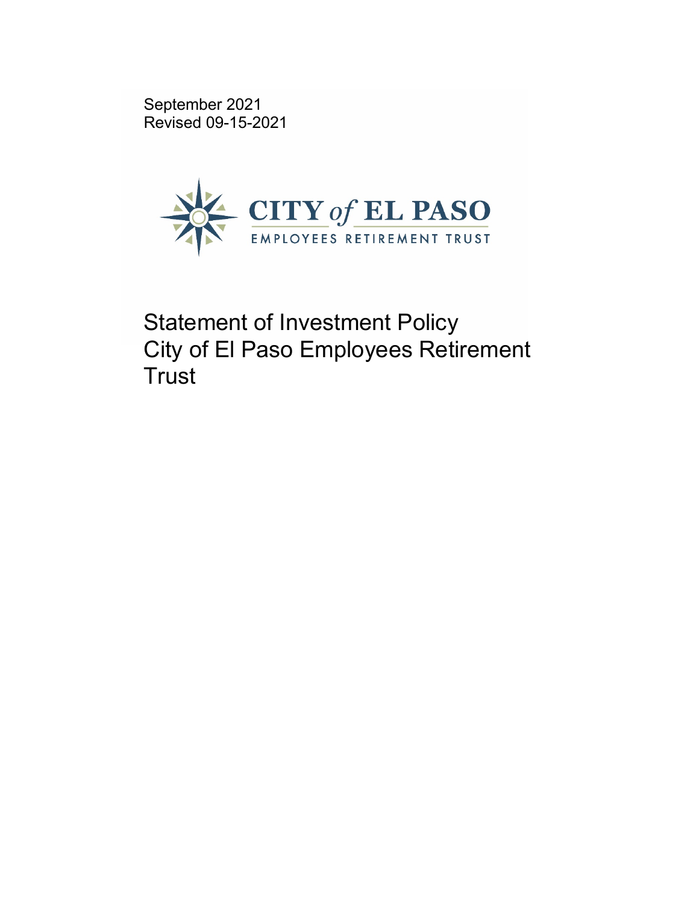September 2021
Revised 09-15-2021

CITY of EL PASO
EMPLOYEES RETIREMENT TRUST

# Statement of Investment Policy City of El Paso Employees Retirement Trust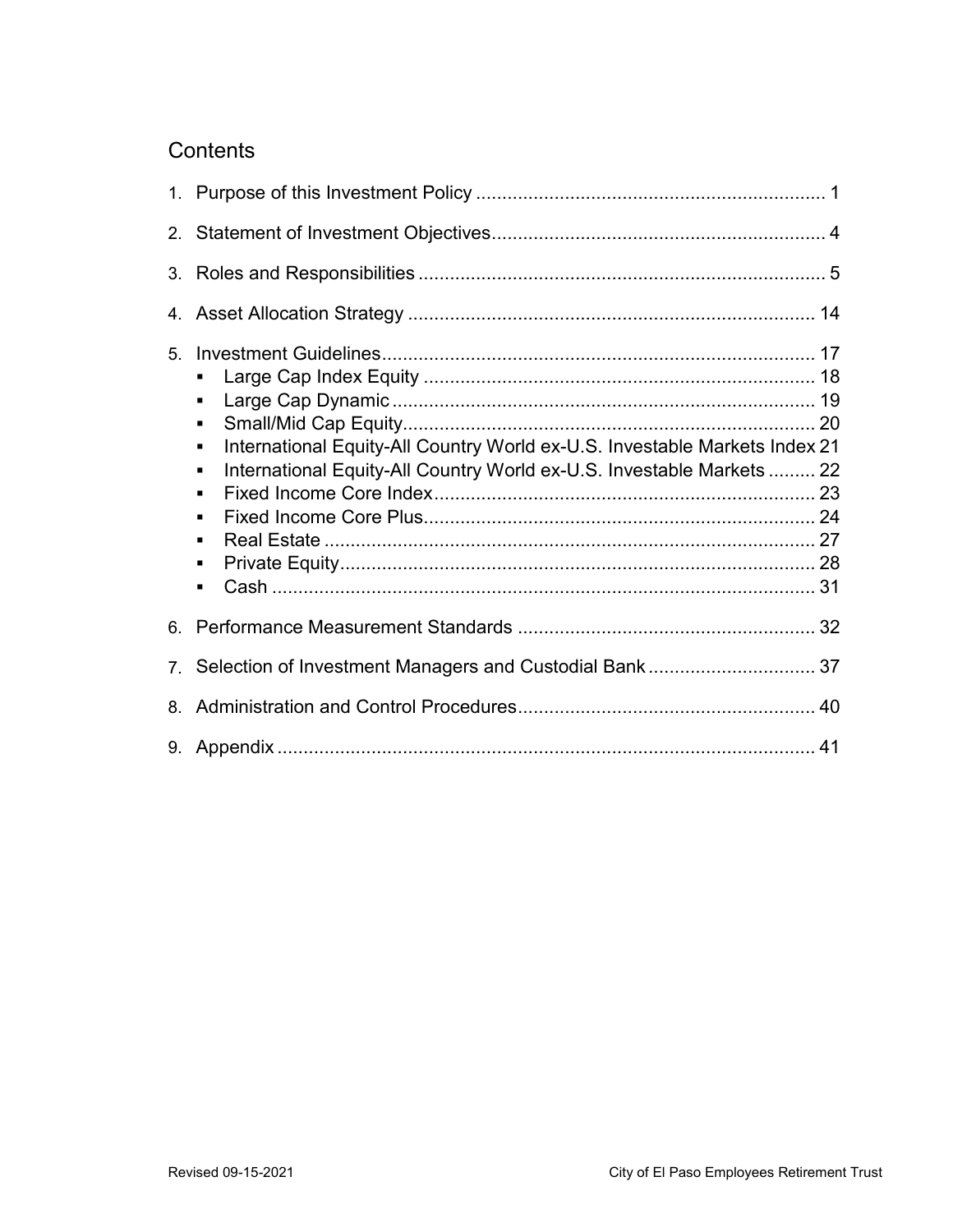## Contents

1. Purpose of this Investment Policy .................................................................. 1
2. Statement of Investment Objectives............................................................... 4
3. Roles and Responsibilities ............................................................................. 5
4. Asset Allocation Strategy ............................................................................. 14
5. Investment Guidelines.................................................................................. 17
   - Large Cap Index Equity ........................................................................... 18
   - Large Cap Dynamic ................................................................................. 19
   - Small/Mid Cap Equity............................................................................... 20
   - International Equity-All Country World ex-U.S. Investable Markets Index 21
   - International Equity-All Country World ex-U.S. Investable Markets ......... 22
   - Fixed Income Core Index......................................................................... 23
   - Fixed Income Core Plus........................................................................... 24
   - Real Estate ............................................................................................. 27
   - Private Equity.......................................................................................... 28
   - Cash ....................................................................................................... 31
6. Performance Measurement Standards ......................................................... 32
7. Selection of Investment Managers and Custodial Bank ................................ 37
8. Administration and Control Procedures........................................................ 40
9. Appendix ..................................................................................................... 41

Revised 09-15-2021 City of El Paso Employees Retirement Trust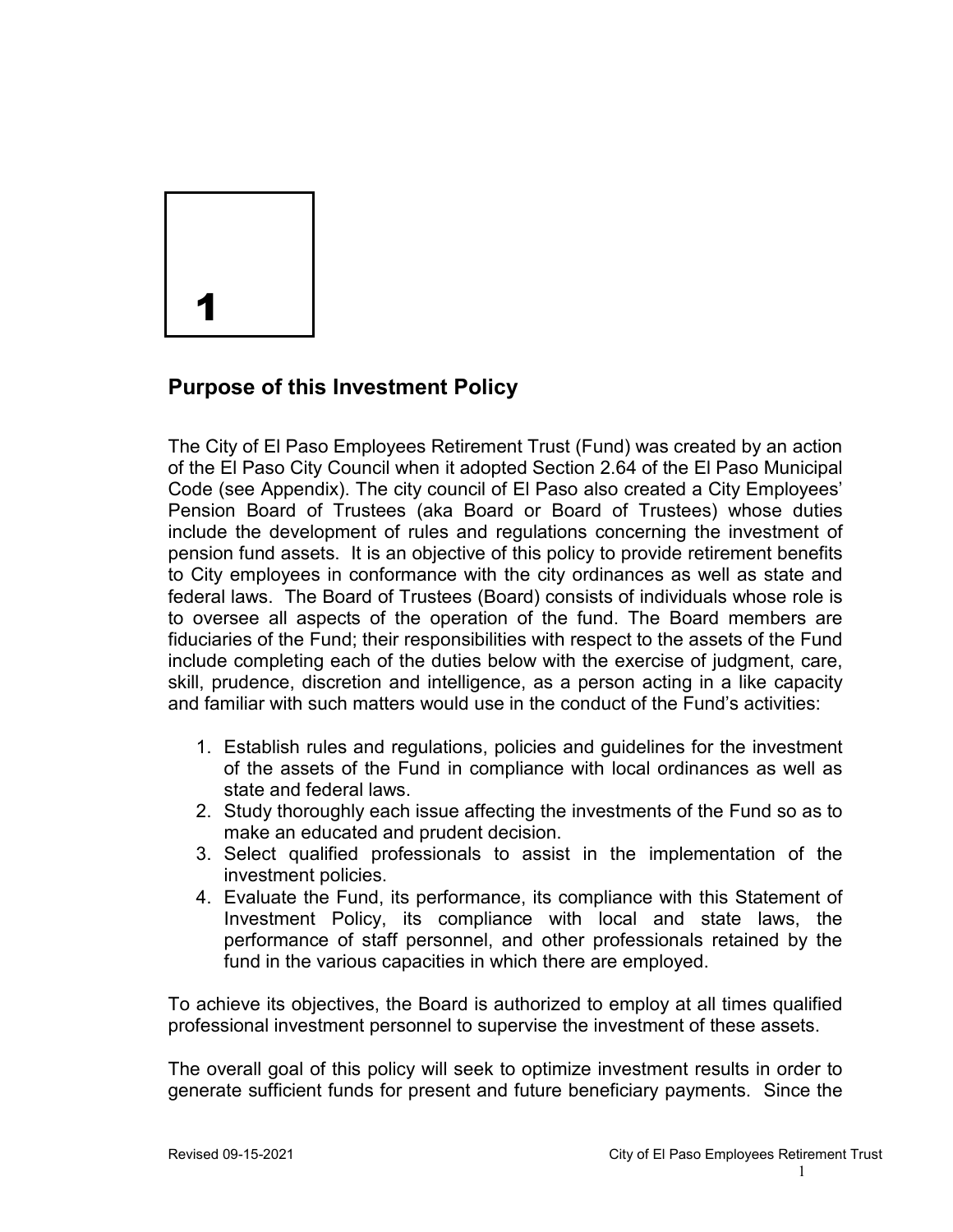# 1

## Purpose of this Investment Policy

The City of El Paso Employees Retirement Trust (Fund) was created by an action of the El Paso City Council when it adopted Section 2.64 of the El Paso Municipal Code (see Appendix). The city council of El Paso also created a City Employees' Pension Board of Trustees (aka Board or Board of Trustees) whose duties include the development of rules and regulations concerning the investment of pension fund assets. It is an objective of this policy to provide retirement benefits to City employees in conformance with the city ordinances as well as state and federal laws. The Board of Trustees (Board) consists of individuals whose role is to oversee all aspects of the operation of the fund. The Board members are fiduciaries of the Fund; their responsibilities with respect to the assets of the Fund include completing each of the duties below with the exercise of judgment, care, skill, prudence, discretion and intelligence, as a person acting in a like capacity and familiar with such matters would use in the conduct of the Fund's activities:

1. Establish rules and regulations, policies and guidelines for the investment of the assets of the Fund in compliance with local ordinances as well as state and federal laws.
2. Study thoroughly each issue affecting the investments of the Fund so as to make an educated and prudent decision.
3. Select qualified professionals to assist in the implementation of the investment policies.
4. Evaluate the Fund, its performance, its compliance with this Statement of Investment Policy, its compliance with local and state laws, the performance of staff personnel, and other professionals retained by the fund in the various capacities in which there are employed.

To achieve its objectives, the Board is authorized to employ at all times qualified professional investment personnel to supervise the investment of these assets.

The overall goal of this policy will seek to optimize investment results in order to generate sufficient funds for present and future beneficiary payments. Since the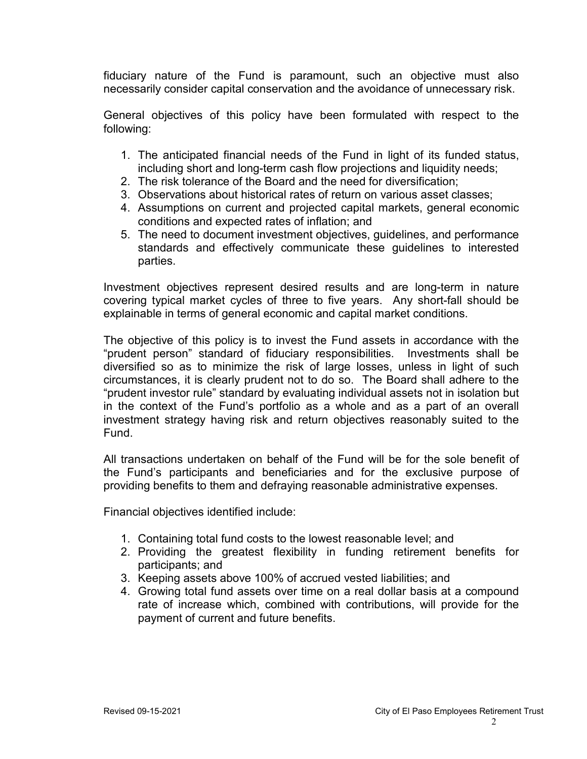fiduciary nature of the Fund is paramount, such an objective must also necessarily consider capital conservation and the avoidance of unnecessary risk.

General objectives of this policy have been formulated with respect to the following:

1. The anticipated financial needs of the Fund in light of its funded status, including short and long-term cash flow projections and liquidity needs;
2. The risk tolerance of the Board and the need for diversification;
3. Observations about historical rates of return on various asset classes;
4. Assumptions on current and projected capital markets, general economic conditions and expected rates of inflation; and
5. The need to document investment objectives, guidelines, and performance standards and effectively communicate these guidelines to interested parties.

Investment objectives represent desired results and are long-term in nature covering typical market cycles of three to five years. Any short-fall should be explainable in terms of general economic and capital market conditions.

The objective of this policy is to invest the Fund assets in accordance with the "prudent person" standard of fiduciary responsibilities. Investments shall be diversified so as to minimize the risk of large losses, unless in light of such circumstances, it is clearly prudent not to do so. The Board shall adhere to the "prudent investor rule" standard by evaluating individual assets not in isolation but in the context of the Fund's portfolio as a whole and as a part of an overall investment strategy having risk and return objectives reasonably suited to the Fund.

All transactions undertaken on behalf of the Fund will be for the sole benefit of the Fund's participants and beneficiaries and for the exclusive purpose of providing benefits to them and defraying reasonable administrative expenses.

Financial objectives identified include:

1. Containing total fund costs to the lowest reasonable level; and
2. Providing the greatest flexibility in funding retirement benefits for participants; and
3. Keeping assets above 100% of accrued vested liabilities; and
4. Growing total fund assets over time on a real dollar basis at a compound rate of increase which, combined with contributions, will provide for the payment of current and future benefits.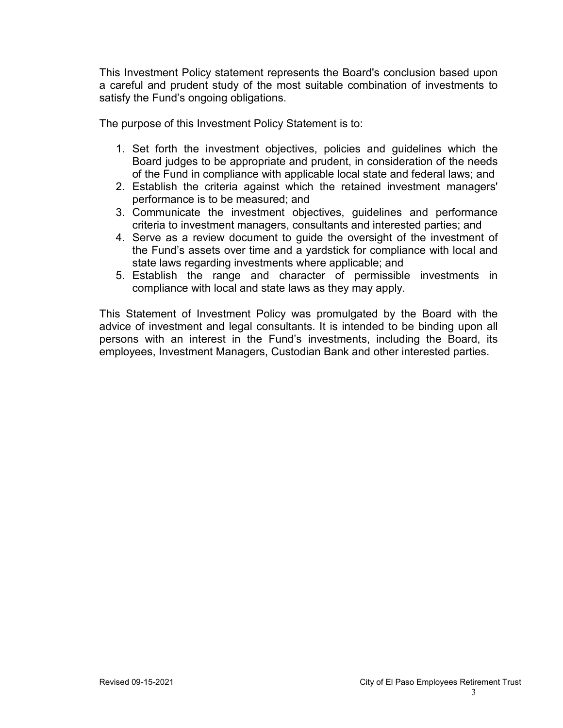This Investment Policy statement represents the Board's conclusion based upon a careful and prudent study of the most suitable combination of investments to satisfy the Fund's ongoing obligations.

The purpose of this Investment Policy Statement is to:

1. Set forth the investment objectives, policies and guidelines which the Board judges to be appropriate and prudent, in consideration of the needs of the Fund in compliance with applicable local state and federal laws; and
2. Establish the criteria against which the retained investment managers' performance is to be measured; and
3. Communicate the investment objectives, guidelines and performance criteria to investment managers, consultants and interested parties; and
4. Serve as a review document to guide the oversight of the investment of the Fund's assets over time and a yardstick for compliance with local and state laws regarding investments where applicable; and
5. Establish the range and character of permissible investments in compliance with local and state laws as they may apply.

This Statement of Investment Policy was promulgated by the Board with the advice of investment and legal consultants. It is intended to be binding upon all persons with an interest in the Fund's investments, including the Board, its employees, Investment Managers, Custodian Bank and other interested parties.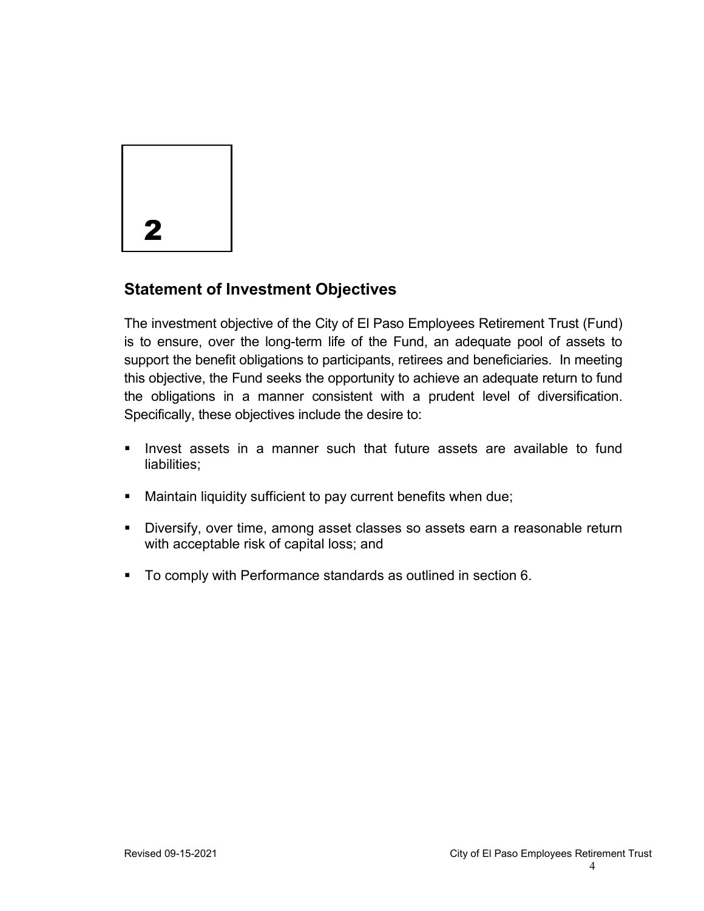# 2

## Statement of Investment Objectives

The investment objective of the City of El Paso Employees Retirement Trust (Fund) is to ensure, over the long-term life of the Fund, an adequate pool of assets to support the benefit obligations to participants, retirees and beneficiaries. In meeting this objective, the Fund seeks the opportunity to achieve an adequate return to fund the obligations in a manner consistent with a prudent level of diversification. Specifically, these objectives include the desire to:

- Invest assets in a manner such that future assets are available to fund liabilities;
- Maintain liquidity sufficient to pay current benefits when due;
- Diversify, over time, among asset classes so assets earn a reasonable return with acceptable risk of capital loss; and
- To comply with Performance standards as outlined in section 6.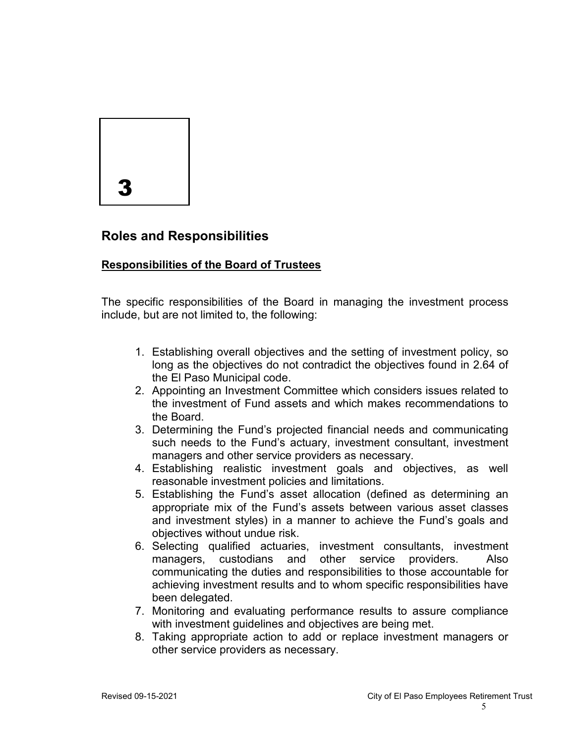# 3

## Roles and Responsibilities

### Responsibilities of the Board of Trustees

The specific responsibilities of the Board in managing the investment process include, but are not limited to, the following:

1. Establishing overall objectives and the setting of investment policy, so long as the objectives do not contradict the objectives found in 2.64 of the El Paso Municipal code.
2. Appointing an Investment Committee which considers issues related to the investment of Fund assets and which makes recommendations to the Board.
3. Determining the Fund's projected financial needs and communicating such needs to the Fund's actuary, investment consultant, investment managers and other service providers as necessary.
4. Establishing realistic investment goals and objectives, as well reasonable investment policies and limitations.
5. Establishing the Fund's asset allocation (defined as determining an appropriate mix of the Fund's assets between various asset classes and investment styles) in a manner to achieve the Fund's goals and objectives without undue risk.
6. Selecting qualified actuaries, investment consultants, investment managers, custodians and other service providers. Also communicating the duties and responsibilities to those accountable for achieving investment results and to whom specific responsibilities have been delegated.
7. Monitoring and evaluating performance results to assure compliance with investment guidelines and objectives are being met.
8. Taking appropriate action to add or replace investment managers or other service providers as necessary.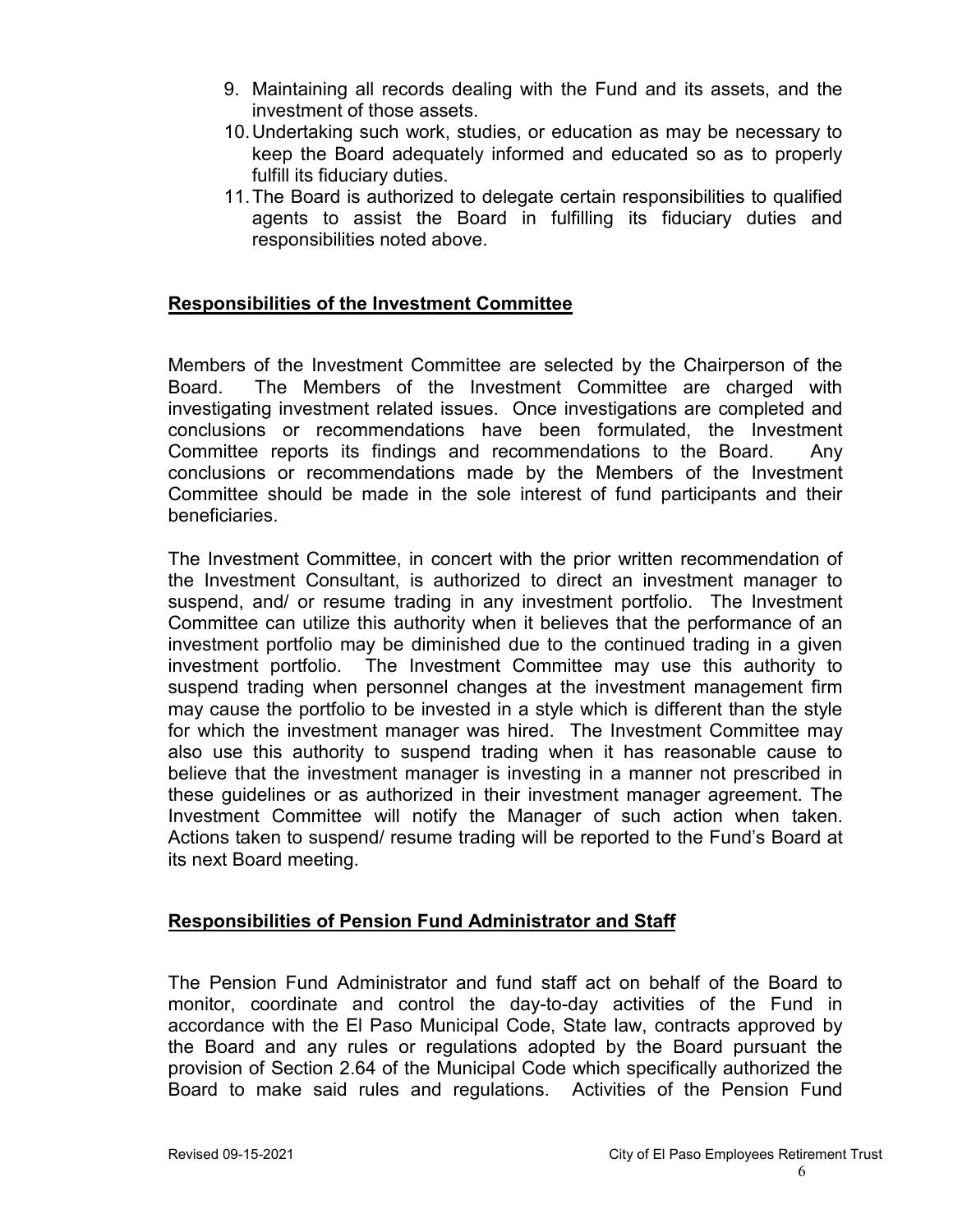9. Maintaining all records dealing with the Fund and its assets, and the investment of those assets.
10. Undertaking such work, studies, or education as may be necessary to keep the Board adequately informed and educated so as to properly fulfill its fiduciary duties.
11. The Board is authorized to delegate certain responsibilities to qualified agents to assist the Board in fulfilling its fiduciary duties and responsibilities noted above.

## Responsibilities of the Investment Committee

Members of the Investment Committee are selected by the Chairperson of the Board. The Members of the Investment Committee are charged with investigating investment related issues. Once investigations are completed and conclusions or recommendations have been formulated, the Investment Committee reports its findings and recommendations to the Board. Any conclusions or recommendations made by the Members of the Investment Committee should be made in the sole interest of fund participants and their beneficiaries.

The Investment Committee, in concert with the prior written recommendation of the Investment Consultant, is authorized to direct an investment manager to suspend, and/ or resume trading in any investment portfolio. The Investment Committee can utilize this authority when it believes that the performance of an investment portfolio may be diminished due to the continued trading in a given investment portfolio. The Investment Committee may use this authority to suspend trading when personnel changes at the investment management firm may cause the portfolio to be invested in a style which is different than the style for which the investment manager was hired. The Investment Committee may also use this authority to suspend trading when it has reasonable cause to believe that the investment manager is investing in a manner not prescribed in these guidelines or as authorized in their investment manager agreement. The Investment Committee will notify the Manager of such action when taken. Actions taken to suspend/ resume trading will be reported to the Fund's Board at its next Board meeting.

## Responsibilities of Pension Fund Administrator and Staff

The Pension Fund Administrator and fund staff act on behalf of the Board to monitor, coordinate and control the day-to-day activities of the Fund in accordance with the El Paso Municipal Code, State law, contracts approved by the Board and any rules or regulations adopted by the Board pursuant the provision of Section 2.64 of the Municipal Code which specifically authorized the Board to make said rules and regulations. Activities of the Pension Fund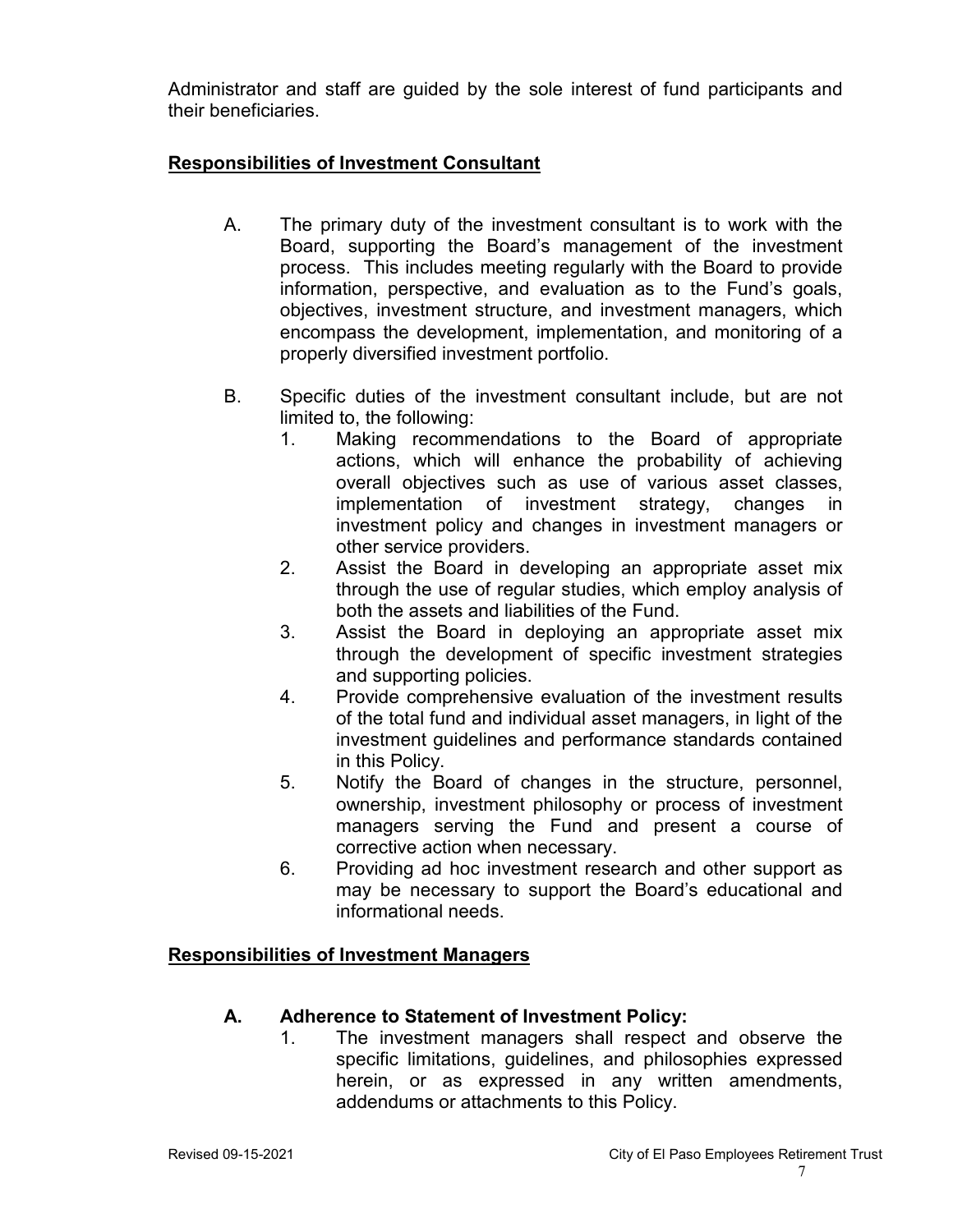Administrator and staff are guided by the sole interest of fund participants and their beneficiaries.

## Responsibilities of Investment Consultant

A. The primary duty of the investment consultant is to work with the Board, supporting the Board's management of the investment process. This includes meeting regularly with the Board to provide information, perspective, and evaluation as to the Fund's goals, objectives, investment structure, and investment managers, which encompass the development, implementation, and monitoring of a properly diversified investment portfolio.

B. Specific duties of the investment consultant include, but are not limited to, the following:

1. Making recommendations to the Board of appropriate actions, which will enhance the probability of achieving overall objectives such as use of various asset classes, implementation of investment strategy, changes in investment policy and changes in investment managers or other service providers.
2. Assist the Board in developing an appropriate asset mix through the use of regular studies, which employ analysis of both the assets and liabilities of the Fund.
3. Assist the Board in deploying an appropriate asset mix through the development of specific investment strategies and supporting policies.
4. Provide comprehensive evaluation of the investment results of the total fund and individual asset managers, in light of the investment guidelines and performance standards contained in this Policy.
5. Notify the Board of changes in the structure, personnel, ownership, investment philosophy or process of investment managers serving the Fund and present a course of corrective action when necessary.
6. Providing ad hoc investment research and other support as may be necessary to support the Board's educational and informational needs.

## Responsibilities of Investment Managers

### A. Adherence to Statement of Investment Policy:

1. The investment managers shall respect and observe the specific limitations, guidelines, and philosophies expressed herein, or as expressed in any written amendments, addendums or attachments to this Policy.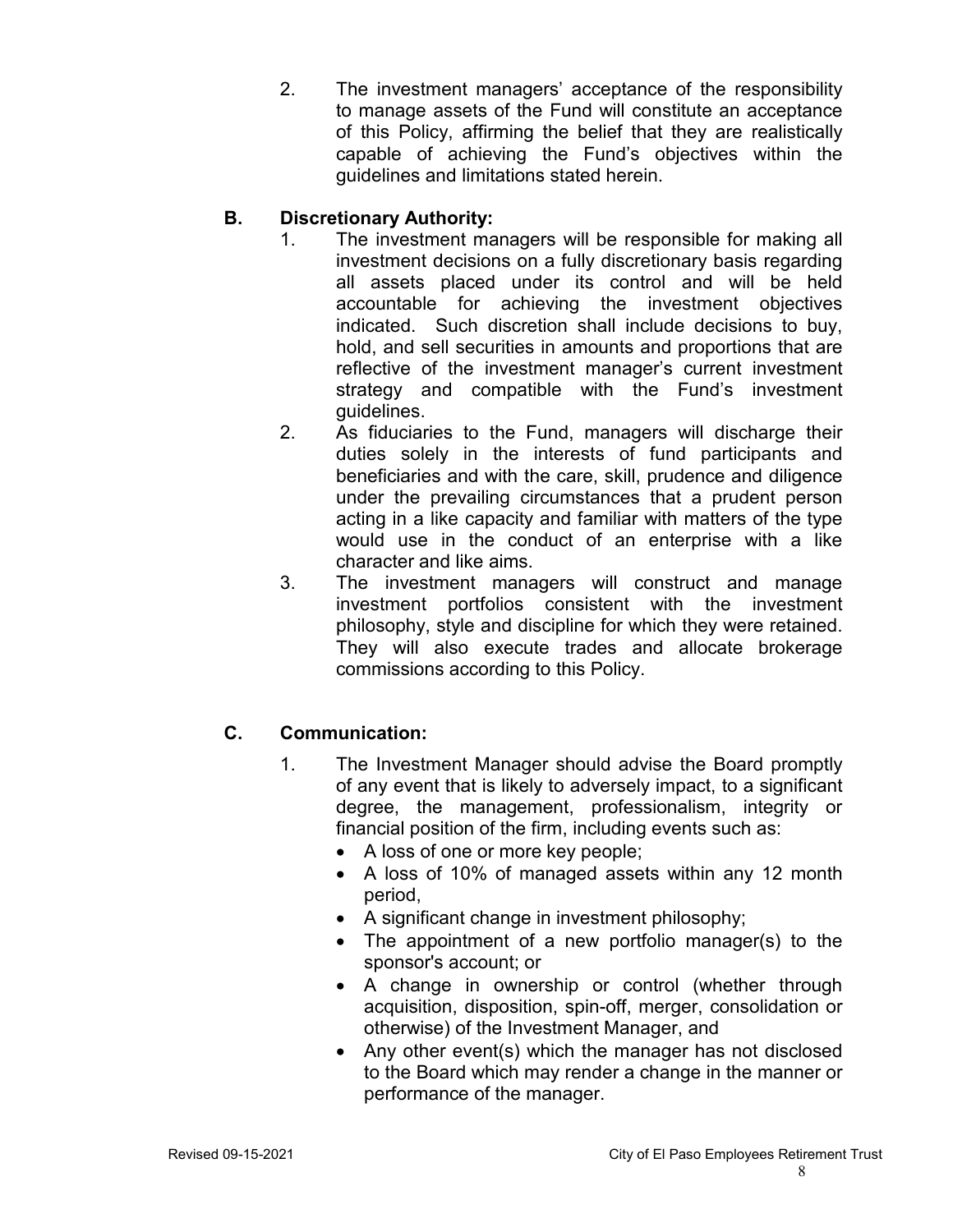2. The investment managers' acceptance of the responsibility to manage assets of the Fund will constitute an acceptance of this Policy, affirming the belief that they are realistically capable of achieving the Fund's objectives within the guidelines and limitations stated herein.

### B. Discretionary Authority:

1. The investment managers will be responsible for making all investment decisions on a fully discretionary basis regarding all assets placed under its control and will be held accountable for achieving the investment objectives indicated. Such discretion shall include decisions to buy, hold, and sell securities in amounts and proportions that are reflective of the investment manager's current investment strategy and compatible with the Fund's investment guidelines.
2. As fiduciaries to the Fund, managers will discharge their duties solely in the interests of fund participants and beneficiaries and with the care, skill, prudence and diligence under the prevailing circumstances that a prudent person acting in a like capacity and familiar with matters of the type would use in the conduct of an enterprise with a like character and like aims.
3. The investment managers will construct and manage investment portfolios consistent with the investment philosophy, style and discipline for which they were retained. They will also execute trades and allocate brokerage commissions according to this Policy.

### C. Communication:

1. The Investment Manager should advise the Board promptly of any event that is likely to adversely impact, to a significant degree, the management, professionalism, integrity or financial position of the firm, including events such as:
   - A loss of one or more key people;
   - A loss of 10% of managed assets within any 12 month period,
   - A significant change in investment philosophy;
   - The appointment of a new portfolio manager(s) to the sponsor's account; or
   - A change in ownership or control (whether through acquisition, disposition, spin-off, merger, consolidation or otherwise) of the Investment Manager, and
   - Any other event(s) which the manager has not disclosed to the Board which may render a change in the manner or performance of the manager.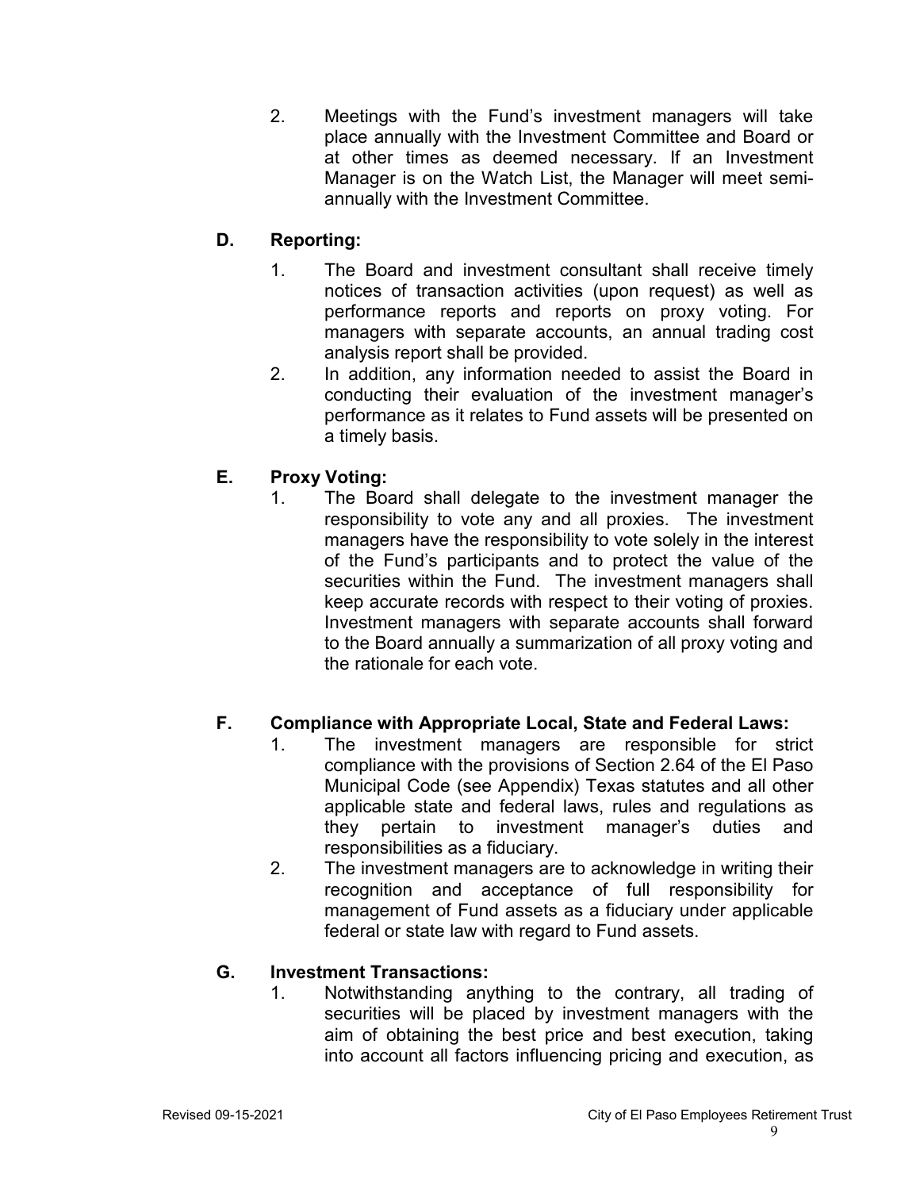2. Meetings with the Fund's investment managers will take place annually with the Investment Committee and Board or at other times as deemed necessary. If an Investment Manager is on the Watch List, the Manager will meet semi-annually with the Investment Committee.

### D. Reporting:

1. The Board and investment consultant shall receive timely notices of transaction activities (upon request) as well as performance reports and reports on proxy voting. For managers with separate accounts, an annual trading cost analysis report shall be provided.
2. In addition, any information needed to assist the Board in conducting their evaluation of the investment manager's performance as it relates to Fund assets will be presented on a timely basis.

### E. Proxy Voting:

1. The Board shall delegate to the investment manager the responsibility to vote any and all proxies. The investment managers have the responsibility to vote solely in the interest of the Fund's participants and to protect the value of the securities within the Fund. The investment managers shall keep accurate records with respect to their voting of proxies. Investment managers with separate accounts shall forward to the Board annually a summarization of all proxy voting and the rationale for each vote.

### F. Compliance with Appropriate Local, State and Federal Laws:

1. The investment managers are responsible for strict compliance with the provisions of Section 2.64 of the El Paso Municipal Code (see Appendix) Texas statutes and all other applicable state and federal laws, rules and regulations as they pertain to investment manager's duties and responsibilities as a fiduciary.
2. The investment managers are to acknowledge in writing their recognition and acceptance of full responsibility for management of Fund assets as a fiduciary under applicable federal or state law with regard to Fund assets.

### G. Investment Transactions:

1. Notwithstanding anything to the contrary, all trading of securities will be placed by investment managers with the aim of obtaining the best price and best execution, taking into account all factors influencing pricing and execution, as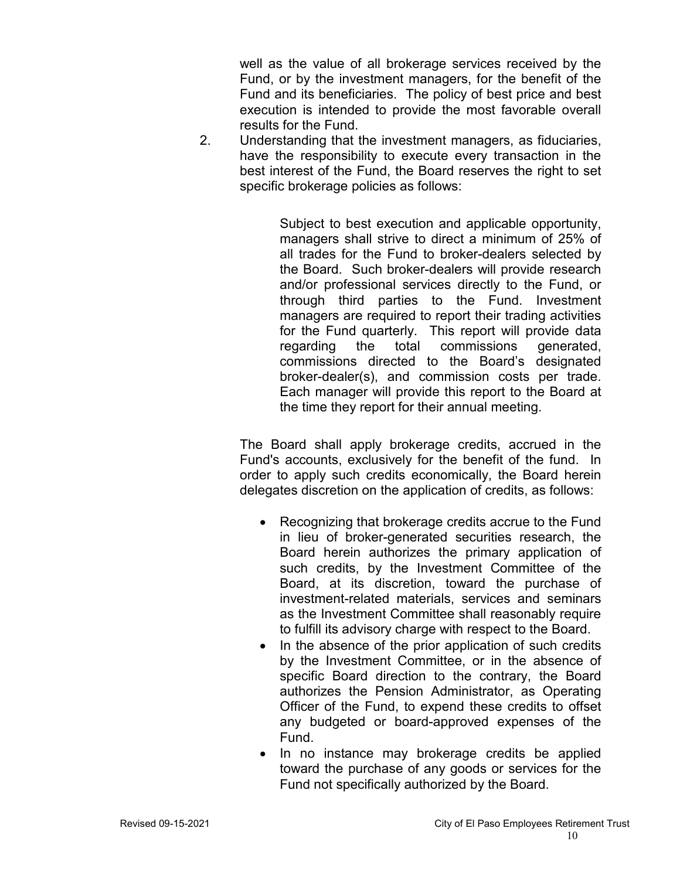well as the value of all brokerage services received by the Fund, or by the investment managers, for the benefit of the Fund and its beneficiaries. The policy of best price and best execution is intended to provide the most favorable overall results for the Fund.

2. Understanding that the investment managers, as fiduciaries, have the responsibility to execute every transaction in the best interest of the Fund, the Board reserves the right to set specific brokerage policies as follows:

   > Subject to best execution and applicable opportunity, managers shall strive to direct a minimum of 25% of all trades for the Fund to broker-dealers selected by the Board. Such broker-dealers will provide research and/or professional services directly to the Fund, or through third parties to the Fund. Investment managers are required to report their trading activities for the Fund quarterly. This report will provide data regarding the total commissions generated, commissions directed to the Board's designated broker-dealer(s), and commission costs per trade. Each manager will provide this report to the Board at the time they report for their annual meeting.

   The Board shall apply brokerage credits, accrued in the Fund's accounts, exclusively for the benefit of the fund. In order to apply such credits economically, the Board herein delegates discretion on the application of credits, as follows:

   - Recognizing that brokerage credits accrue to the Fund in lieu of broker-generated securities research, the Board herein authorizes the primary application of such credits, by the Investment Committee of the Board, at its discretion, toward the purchase of investment-related materials, services and seminars as the Investment Committee shall reasonably require to fulfill its advisory charge with respect to the Board.
   - In the absence of the prior application of such credits by the Investment Committee, or in the absence of specific Board direction to the contrary, the Board authorizes the Pension Administrator, as Operating Officer of the Fund, to expend these credits to offset any budgeted or board-approved expenses of the Fund.
   - In no instance may brokerage credits be applied toward the purchase of any goods or services for the Fund not specifically authorized by the Board.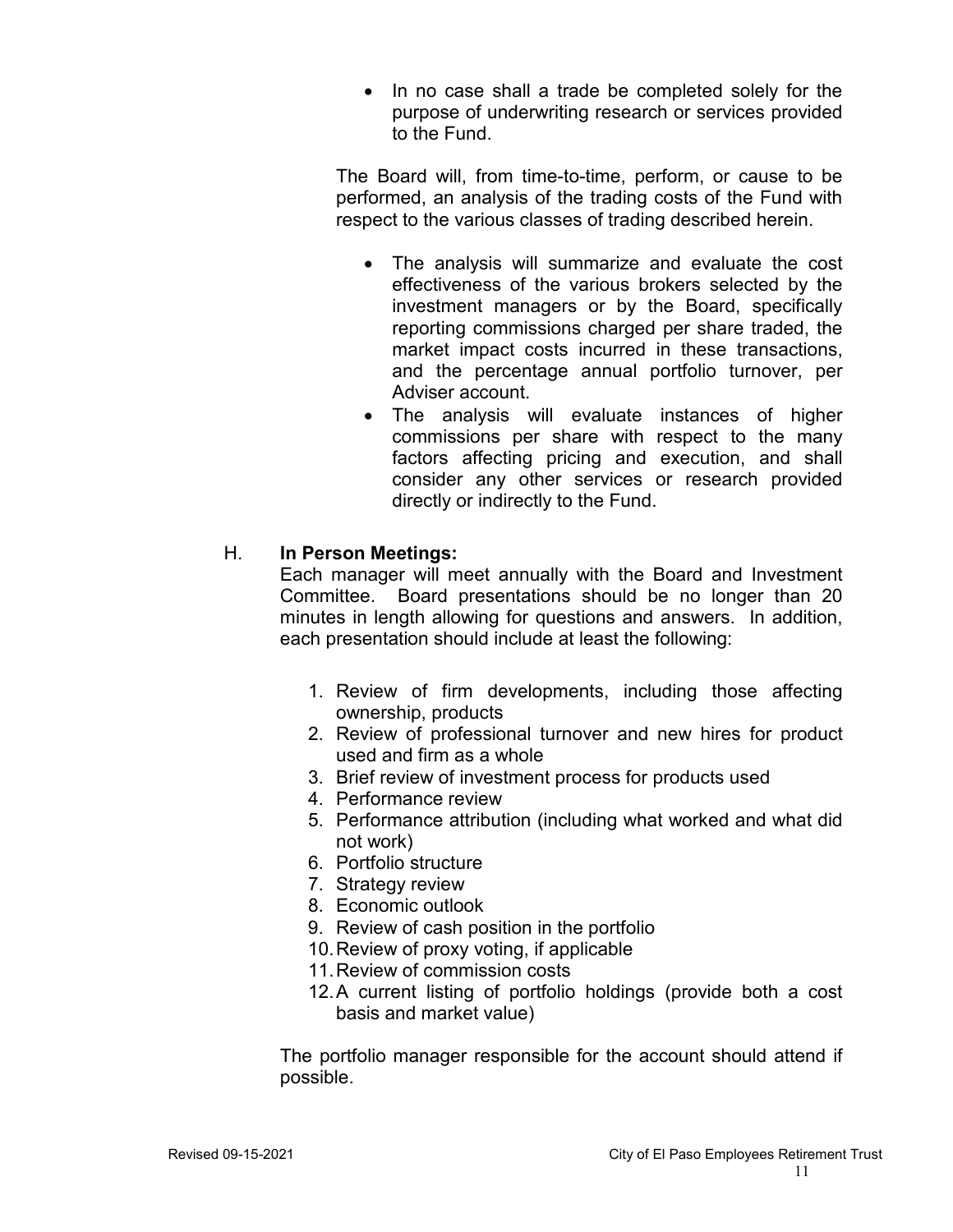- In no case shall a trade be completed solely for the purpose of underwriting research or services provided to the Fund.

The Board will, from time-to-time, perform, or cause to be performed, an analysis of the trading costs of the Fund with respect to the various classes of trading described herein.

- The analysis will summarize and evaluate the cost effectiveness of the various brokers selected by the investment managers or by the Board, specifically reporting commissions charged per share traded, the market impact costs incurred in these transactions, and the percentage annual portfolio turnover, per Adviser account.
- The analysis will evaluate instances of higher commissions per share with respect to the many factors affecting pricing and execution, and shall consider any other services or research provided directly or indirectly to the Fund.

H. **In Person Meetings:**

Each manager will meet annually with the Board and Investment Committee. Board presentations should be no longer than 20 minutes in length allowing for questions and answers. In addition, each presentation should include at least the following:

1. Review of firm developments, including those affecting ownership, products
2. Review of professional turnover and new hires for product used and firm as a whole
3. Brief review of investment process for products used
4. Performance review
5. Performance attribution (including what worked and what did not work)
6. Portfolio structure
7. Strategy review
8. Economic outlook
9. Review of cash position in the portfolio
10. Review of proxy voting, if applicable
11. Review of commission costs
12. A current listing of portfolio holdings (provide both a cost basis and market value)

The portfolio manager responsible for the account should attend if possible.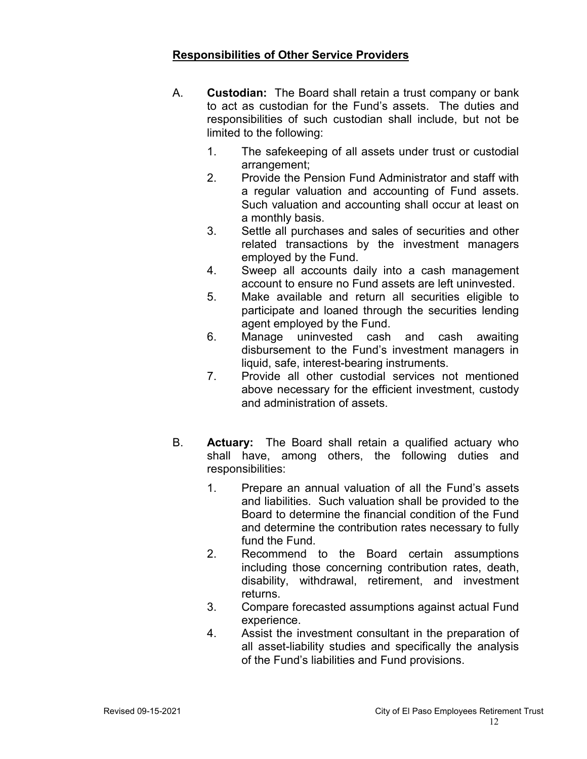## Responsibilities of Other Service Providers

A. **Custodian:** The Board shall retain a trust company or bank to act as custodian for the Fund's assets. The duties and responsibilities of such custodian shall include, but not be limited to the following:

1. The safekeeping of all assets under trust or custodial arrangement;
2. Provide the Pension Fund Administrator and staff with a regular valuation and accounting of Fund assets. Such valuation and accounting shall occur at least on a monthly basis.
3. Settle all purchases and sales of securities and other related transactions by the investment managers employed by the Fund.
4. Sweep all accounts daily into a cash management account to ensure no Fund assets are left uninvested.
5. Make available and return all securities eligible to participate and loaned through the securities lending agent employed by the Fund.
6. Manage uninvested cash and cash awaiting disbursement to the Fund's investment managers in liquid, safe, interest-bearing instruments.
7. Provide all other custodial services not mentioned above necessary for the efficient investment, custody and administration of assets.

B. **Actuary:** The Board shall retain a qualified actuary who shall have, among others, the following duties and responsibilities:

1. Prepare an annual valuation of all the Fund's assets and liabilities. Such valuation shall be provided to the Board to determine the financial condition of the Fund and determine the contribution rates necessary to fully fund the Fund.
2. Recommend to the Board certain assumptions including those concerning contribution rates, death, disability, withdrawal, retirement, and investment returns.
3. Compare forecasted assumptions against actual Fund experience.
4. Assist the investment consultant in the preparation of all asset-liability studies and specifically the analysis of the Fund's liabilities and Fund provisions.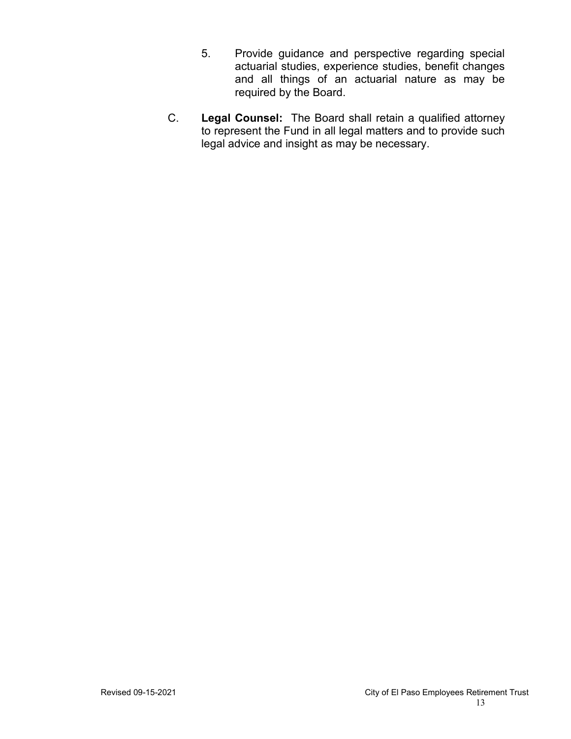5. Provide guidance and perspective regarding special actuarial studies, experience studies, benefit changes and all things of an actuarial nature as may be required by the Board.

C. **Legal Counsel:** The Board shall retain a qualified attorney to represent the Fund in all legal matters and to provide such legal advice and insight as may be necessary.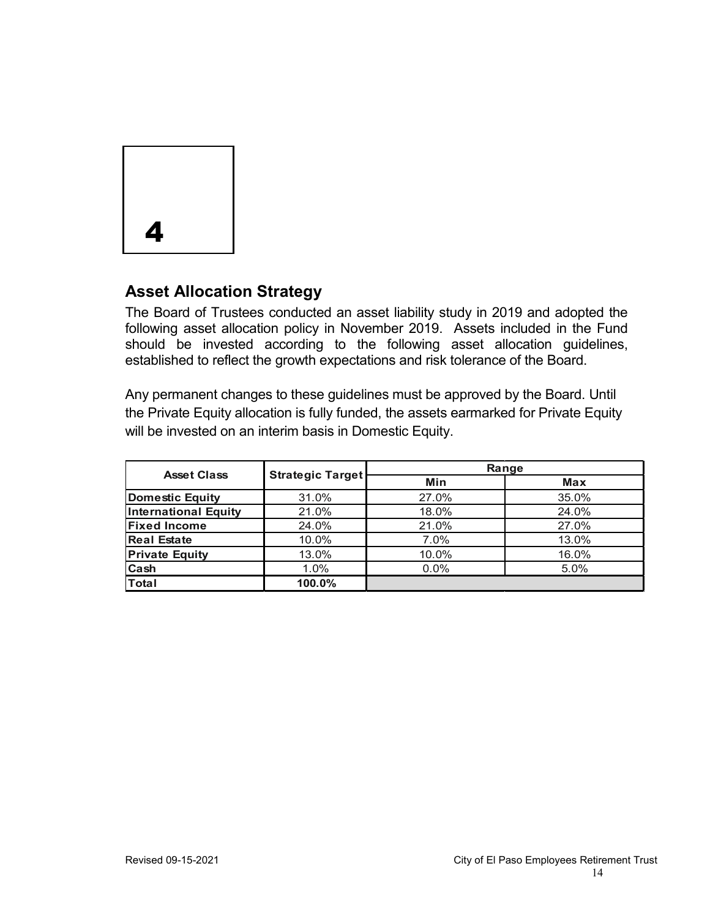# 4

## Asset Allocation Strategy

The Board of Trustees conducted an asset liability study in 2019 and adopted the following asset allocation policy in November 2019. Assets included in the Fund should be invested according to the following asset allocation guidelines, established to reflect the growth expectations and risk tolerance of the Board.

Any permanent changes to these guidelines must be approved by the Board. Until the Private Equity allocation is fully funded, the assets earmarked for Private Equity will be invested on an interim basis in Domestic Equity.

| Asset Class | Strategic Target | Range | |
|---|---|---|---|
| | | Min | Max |
| **Domestic Equity** | 31.0% | 27.0% | 35.0% |
| **International Equity** | 21.0% | 18.0% | 24.0% |
| **Fixed Income** | 24.0% | 21.0% | 27.0% |
| **Real Estate** | 10.0% | 7.0% | 13.0% |
| **Private Equity** | 13.0% | 10.0% | 16.0% |
| **Cash** | 1.0% | 0.0% | 5.0% |
| **Total** | **100.0%** | | |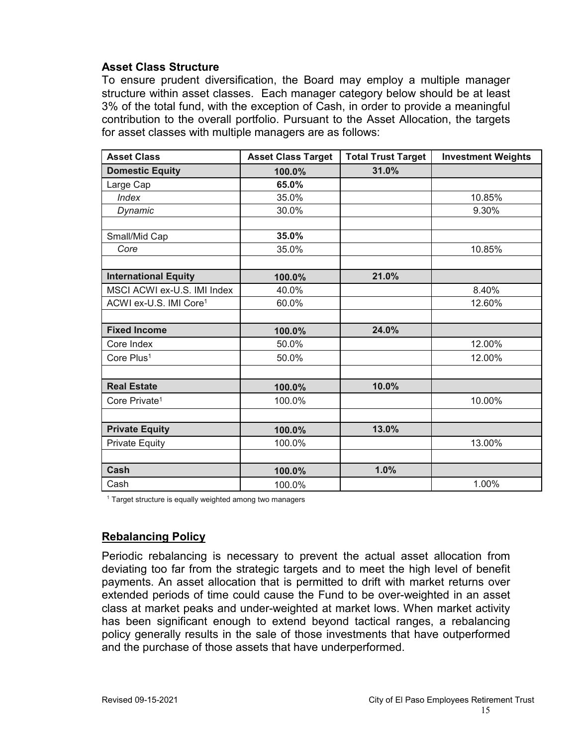### Asset Class Structure

To ensure prudent diversification, the Board may employ a multiple manager structure within asset classes. Each manager category below should be at least 3% of the total fund, with the exception of Cash, in order to provide a meaningful contribution to the overall portfolio. Pursuant to the Asset Allocation, the targets for asset classes with multiple managers are as follows:

| Asset Class | Asset Class Target | Total Trust Target | Investment Weights |
|---|---|---|---|
| **Domestic Equity** | **100.0%** | **31.0%** | |
| Large Cap | **65.0%** | | |
| *Index* | 35.0% | | 10.85% |
| *Dynamic* | 30.0% | | 9.30% |
| | | | |
| Small/Mid Cap | **35.0%** | | |
| *Core* | 35.0% | | 10.85% |
| | | | |
| **International Equity** | **100.0%** | **21.0%** | |
| MSCI ACWI ex-U.S. IMI Index | 40.0% | | 8.40% |
| ACWI ex-U.S. IMI Core[1] | 60.0% | | 12.60% |
| | | | |
| **Fixed Income** | **100.0%** | **24.0%** | |
| Core Index | 50.0% | | 12.00% |
| Core Plus[1] | 50.0% | | 12.00% |
| | | | |
| **Real Estate** | **100.0%** | **10.0%** | |
| Core Private[1] | 100.0% | | 10.00% |
| | | | |
| **Private Equity** | **100.0%** | **13.0%** | |
| Private Equity | 100.0% | | 13.00% |
| | | | |
| **Cash** | **100.0%** | **1.0%** | |
| Cash | 100.0% | | 1.00% |

[1] Target structure is equally weighted among two managers

## Rebalancing Policy

Periodic rebalancing is necessary to prevent the actual asset allocation from deviating too far from the strategic targets and to meet the high level of benefit payments. An asset allocation that is permitted to drift with market returns over extended periods of time could cause the Fund to be over-weighted in an asset class at market peaks and under-weighted at market lows. When market activity has been significant enough to extend beyond tactical ranges, a rebalancing policy generally results in the sale of those investments that have outperformed and the purchase of those assets that have underperformed.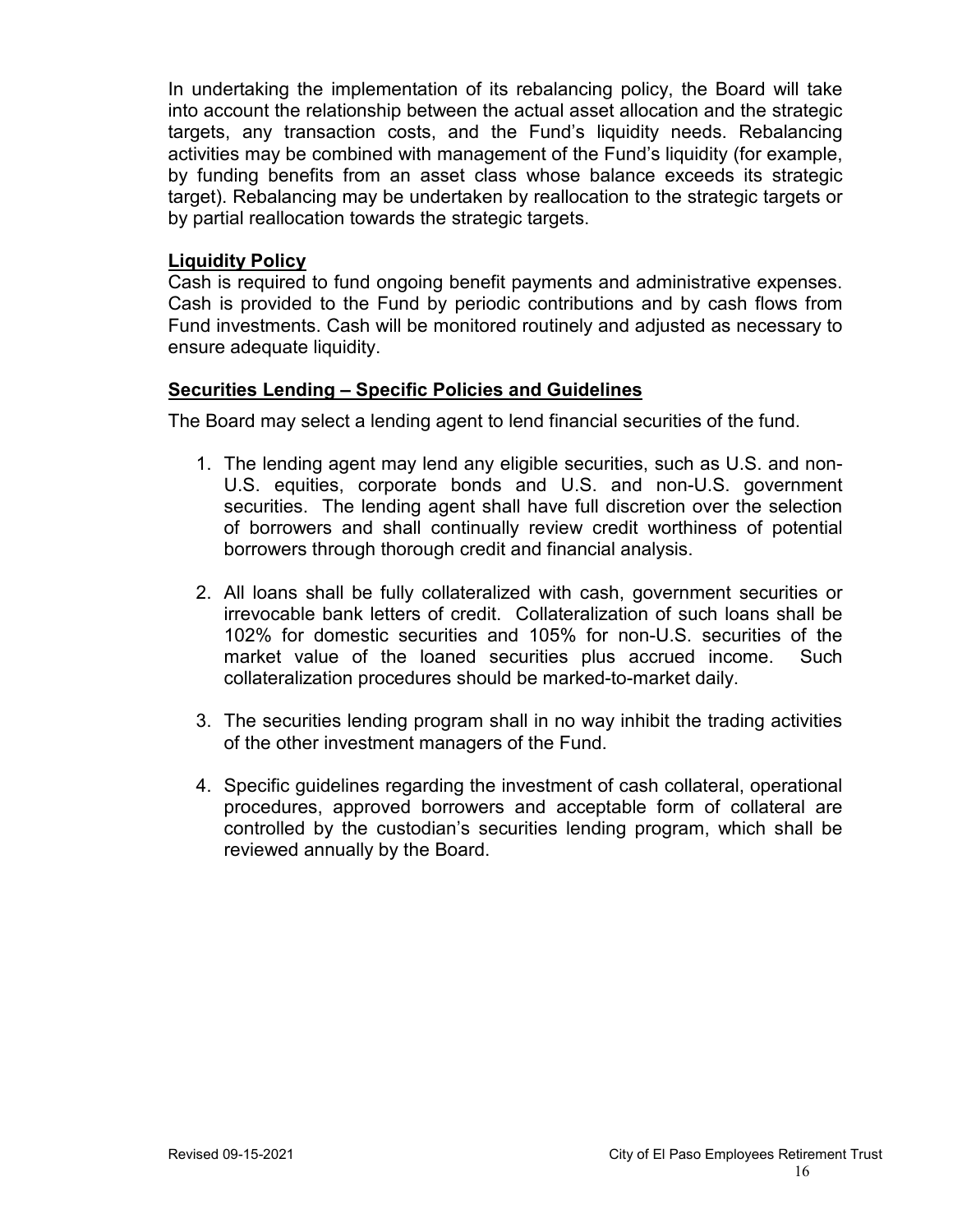In undertaking the implementation of its rebalancing policy, the Board will take into account the relationship between the actual asset allocation and the strategic targets, any transaction costs, and the Fund's liquidity needs. Rebalancing activities may be combined with management of the Fund's liquidity (for example, by funding benefits from an asset class whose balance exceeds its strategic target). Rebalancing may be undertaken by reallocation to the strategic targets or by partial reallocation towards the strategic targets.

## Liquidity Policy

Cash is required to fund ongoing benefit payments and administrative expenses. Cash is provided to the Fund by periodic contributions and by cash flows from Fund investments. Cash will be monitored routinely and adjusted as necessary to ensure adequate liquidity.

## Securities Lending – Specific Policies and Guidelines

The Board may select a lending agent to lend financial securities of the fund.

1. The lending agent may lend any eligible securities, such as U.S. and non-U.S. equities, corporate bonds and U.S. and non-U.S. government securities. The lending agent shall have full discretion over the selection of borrowers and shall continually review credit worthiness of potential borrowers through thorough credit and financial analysis.

2. All loans shall be fully collateralized with cash, government securities or irrevocable bank letters of credit. Collateralization of such loans shall be 102% for domestic securities and 105% for non-U.S. securities of the market value of the loaned securities plus accrued income. Such collateralization procedures should be marked-to-market daily.

3. The securities lending program shall in no way inhibit the trading activities of the other investment managers of the Fund.

4. Specific guidelines regarding the investment of cash collateral, operational procedures, approved borrowers and acceptable form of collateral are controlled by the custodian's securities lending program, which shall be reviewed annually by the Board.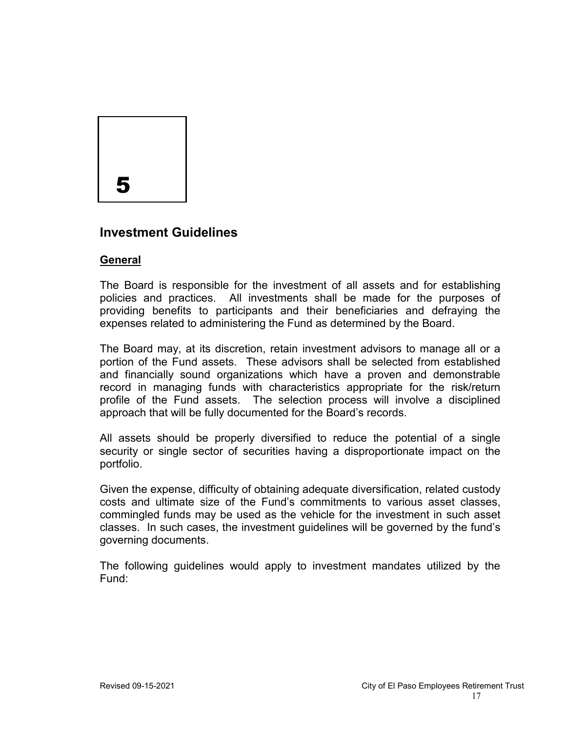# 5

## Investment Guidelines

### General

The Board is responsible for the investment of all assets and for establishing policies and practices. All investments shall be made for the purposes of providing benefits to participants and their beneficiaries and defraying the expenses related to administering the Fund as determined by the Board.

The Board may, at its discretion, retain investment advisors to manage all or a portion of the Fund assets. These advisors shall be selected from established and financially sound organizations which have a proven and demonstrable record in managing funds with characteristics appropriate for the risk/return profile of the Fund assets. The selection process will involve a disciplined approach that will be fully documented for the Board's records.

All assets should be properly diversified to reduce the potential of a single security or single sector of securities having a disproportionate impact on the portfolio.

Given the expense, difficulty of obtaining adequate diversification, related custody costs and ultimate size of the Fund's commitments to various asset classes, commingled funds may be used as the vehicle for the investment in such asset classes. In such cases, the investment guidelines will be governed by the fund's governing documents.

The following guidelines would apply to investment mandates utilized by the Fund: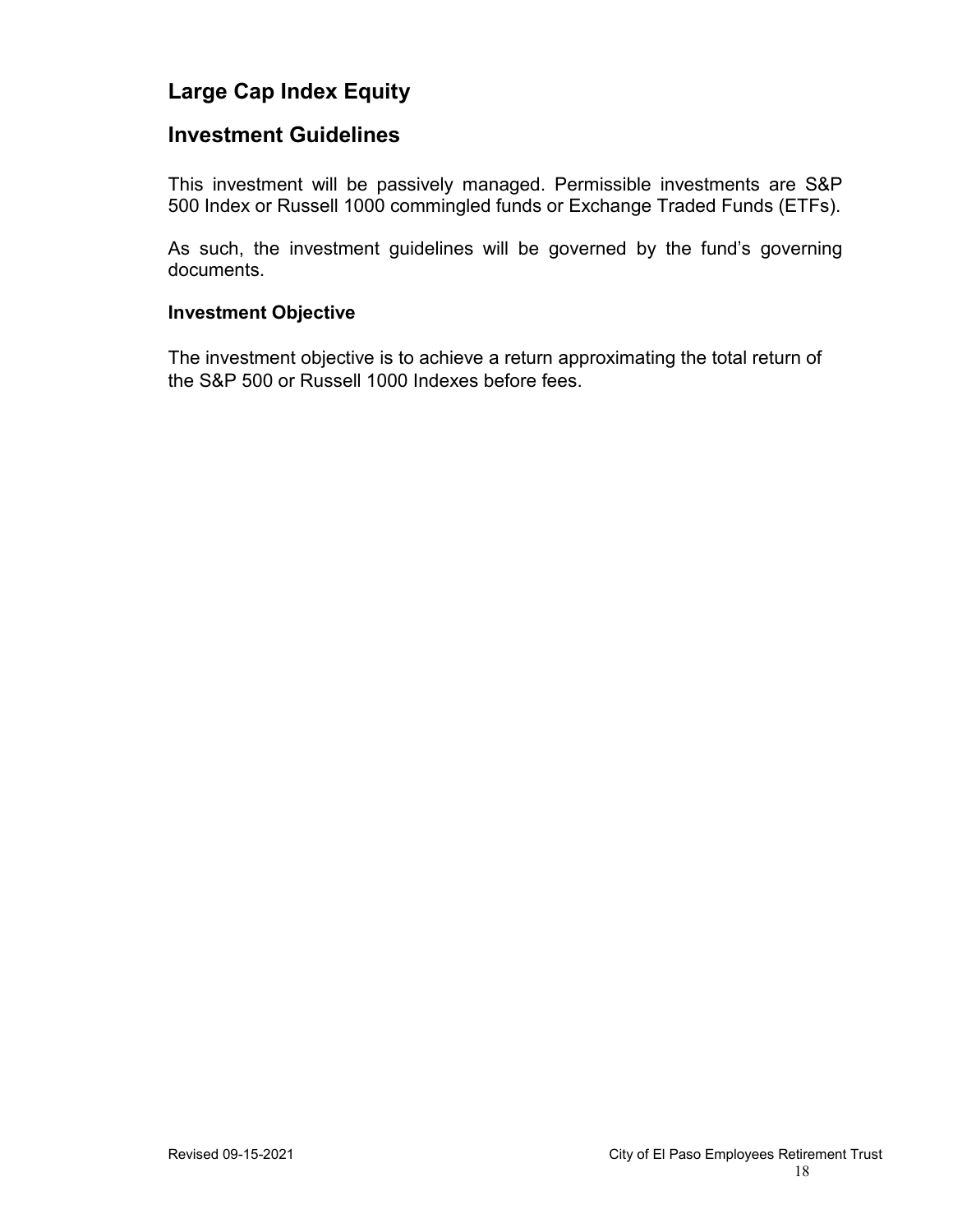## Large Cap Index Equity

## Investment Guidelines

This investment will be passively managed. Permissible investments are S&P 500 Index or Russell 1000 commingled funds or Exchange Traded Funds (ETFs).

As such, the investment guidelines will be governed by the fund's governing documents.

### Investment Objective

The investment objective is to achieve a return approximating the total return of the S&P 500 or Russell 1000 Indexes before fees.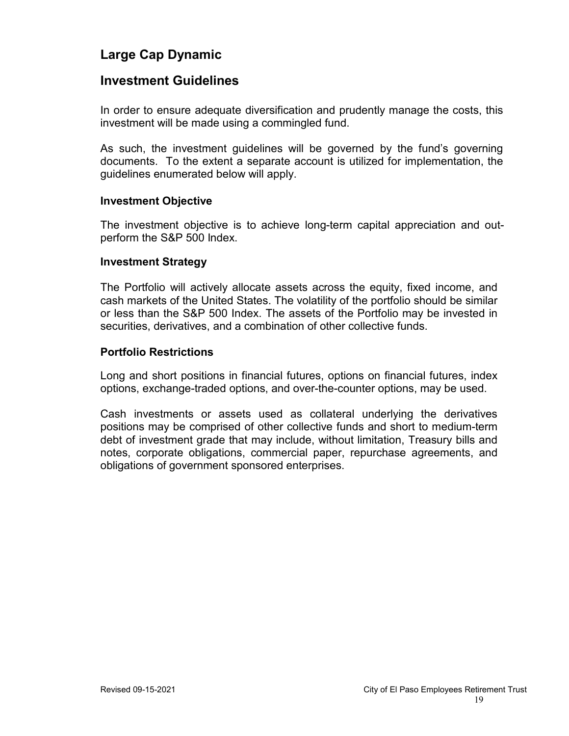## Large Cap Dynamic

## Investment Guidelines

In order to ensure adequate diversification and prudently manage the costs, this investment will be made using a commingled fund.

As such, the investment guidelines will be governed by the fund's governing documents. To the extent a separate account is utilized for implementation, the guidelines enumerated below will apply.

### Investment Objective

The investment objective is to achieve long-term capital appreciation and out-perform the S&P 500 Index.

### Investment Strategy

The Portfolio will actively allocate assets across the equity, fixed income, and cash markets of the United States. The volatility of the portfolio should be similar or less than the S&P 500 Index. The assets of the Portfolio may be invested in securities, derivatives, and a combination of other collective funds.

### Portfolio Restrictions

Long and short positions in financial futures, options on financial futures, index options, exchange-traded options, and over-the-counter options, may be used.

Cash investments or assets used as collateral underlying the derivatives positions may be comprised of other collective funds and short to medium-term debt of investment grade that may include, without limitation, Treasury bills and notes, corporate obligations, commercial paper, repurchase agreements, and obligations of government sponsored enterprises.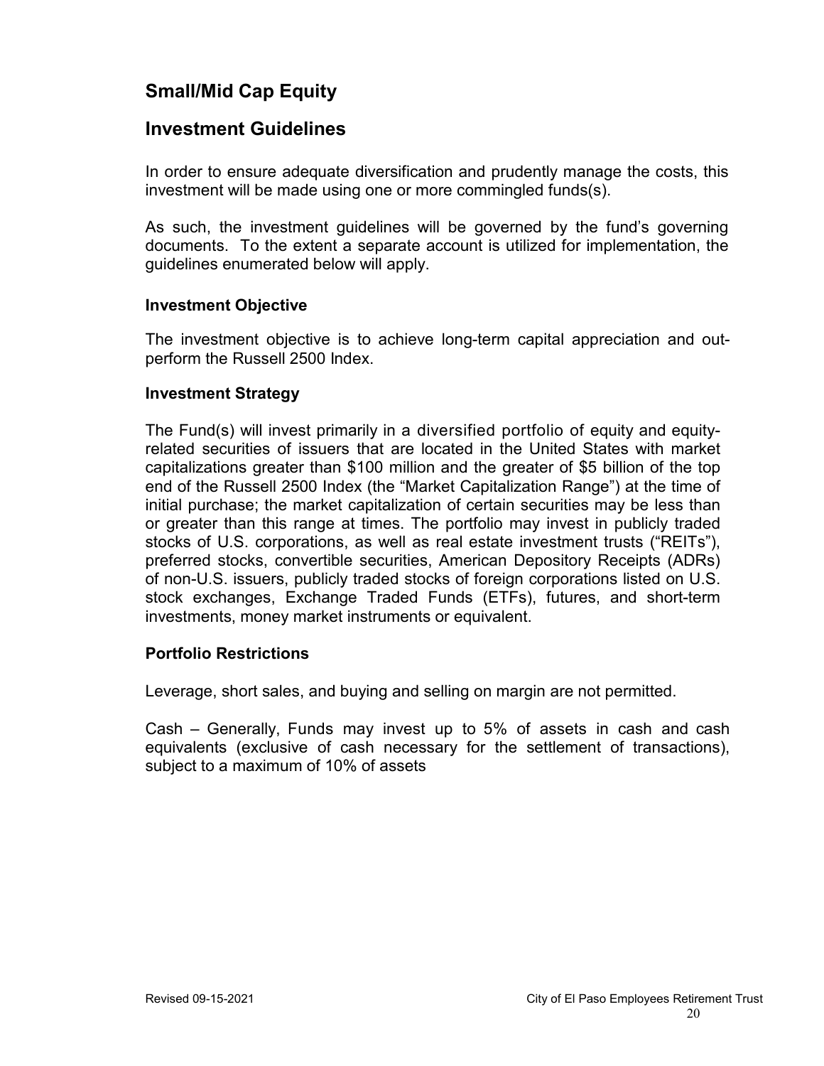## Small/Mid Cap Equity

## Investment Guidelines

In order to ensure adequate diversification and prudently manage the costs, this investment will be made using one or more commingled funds(s).

As such, the investment guidelines will be governed by the fund's governing documents. To the extent a separate account is utilized for implementation, the guidelines enumerated below will apply.

### Investment Objective

The investment objective is to achieve long-term capital appreciation and out-perform the Russell 2500 Index.

### Investment Strategy

The Fund(s) will invest primarily in a diversified portfolio of equity and equity-related securities of issuers that are located in the United States with market capitalizations greater than $100 million and the greater of $5 billion of the top end of the Russell 2500 Index (the "Market Capitalization Range") at the time of initial purchase; the market capitalization of certain securities may be less than or greater than this range at times. The portfolio may invest in publicly traded stocks of U.S. corporations, as well as real estate investment trusts ("REITs"), preferred stocks, convertible securities, American Depository Receipts (ADRs) of non-U.S. issuers, publicly traded stocks of foreign corporations listed on U.S. stock exchanges, Exchange Traded Funds (ETFs), futures, and short-term investments, money market instruments or equivalent.

### Portfolio Restrictions

Leverage, short sales, and buying and selling on margin are not permitted.

Cash – Generally, Funds may invest up to 5% of assets in cash and cash equivalents (exclusive of cash necessary for the settlement of transactions), subject to a maximum of 10% of assets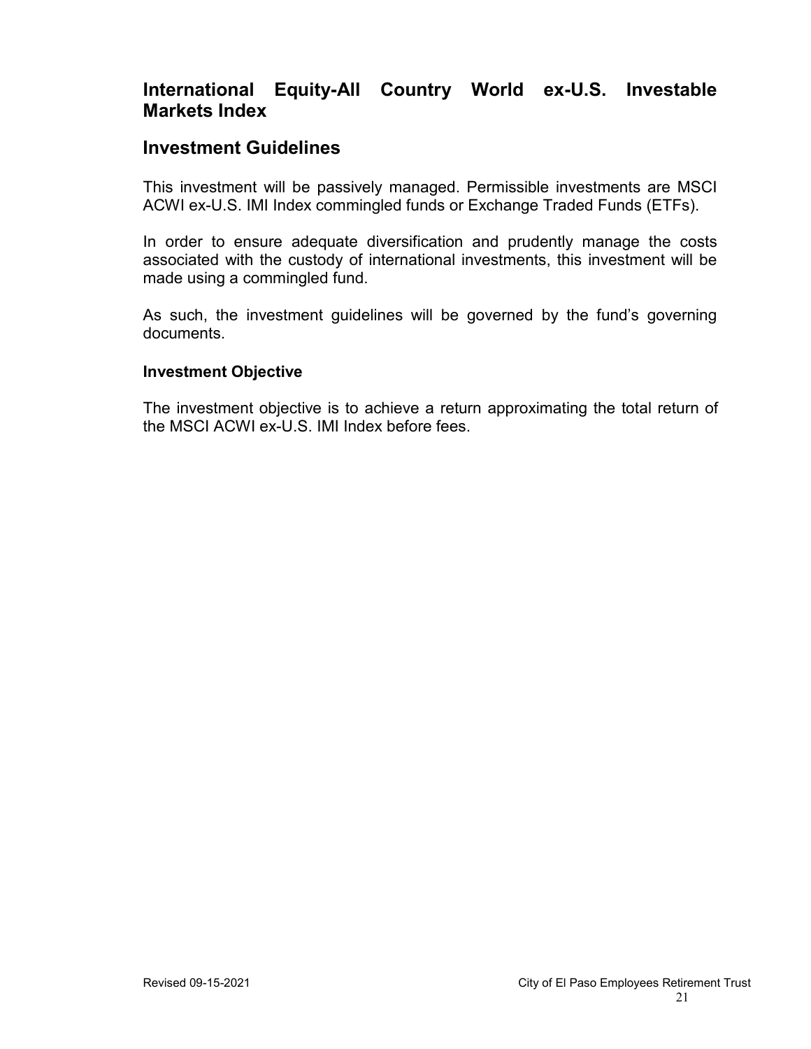## International Equity-All Country World ex-U.S. Investable Markets Index

## Investment Guidelines

This investment will be passively managed. Permissible investments are MSCI ACWI ex-U.S. IMI Index commingled funds or Exchange Traded Funds (ETFs).

In order to ensure adequate diversification and prudently manage the costs associated with the custody of international investments, this investment will be made using a commingled fund.

As such, the investment guidelines will be governed by the fund's governing documents.

### Investment Objective

The investment objective is to achieve a return approximating the total return of the MSCI ACWI ex-U.S. IMI Index before fees.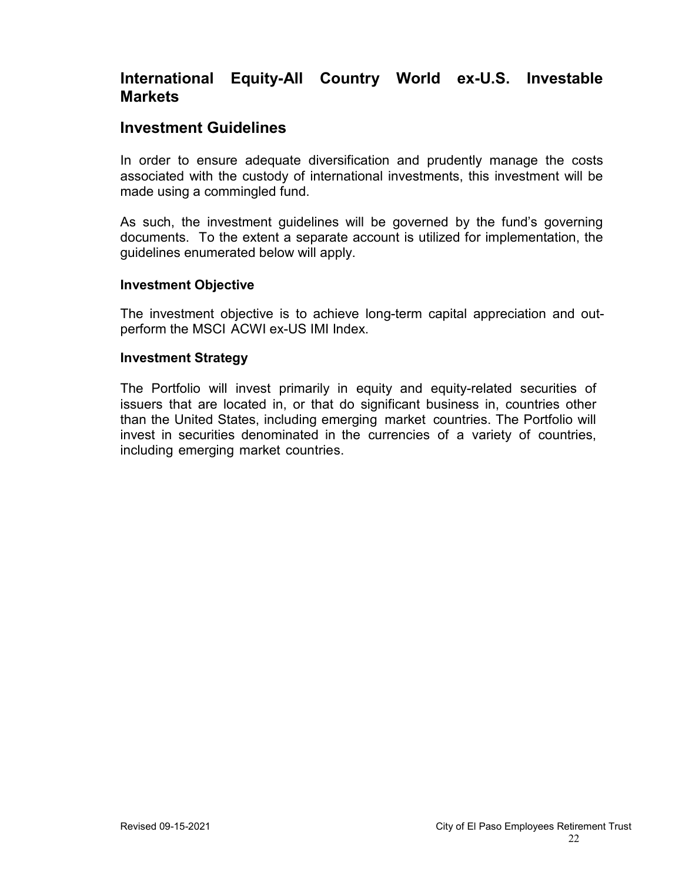## International Equity-All Country World ex-U.S. Investable Markets

## Investment Guidelines

In order to ensure adequate diversification and prudently manage the costs associated with the custody of international investments, this investment will be made using a commingled fund.

As such, the investment guidelines will be governed by the fund's governing documents. To the extent a separate account is utilized for implementation, the guidelines enumerated below will apply.

**Investment Objective**

The investment objective is to achieve long-term capital appreciation and out-perform the MSCI ACWI ex-US IMI Index.

**Investment Strategy**

The Portfolio will invest primarily in equity and equity-related securities of issuers that are located in, or that do significant business in, countries other than the United States, including emerging market countries. The Portfolio will invest in securities denominated in the currencies of a variety of countries, including emerging market countries.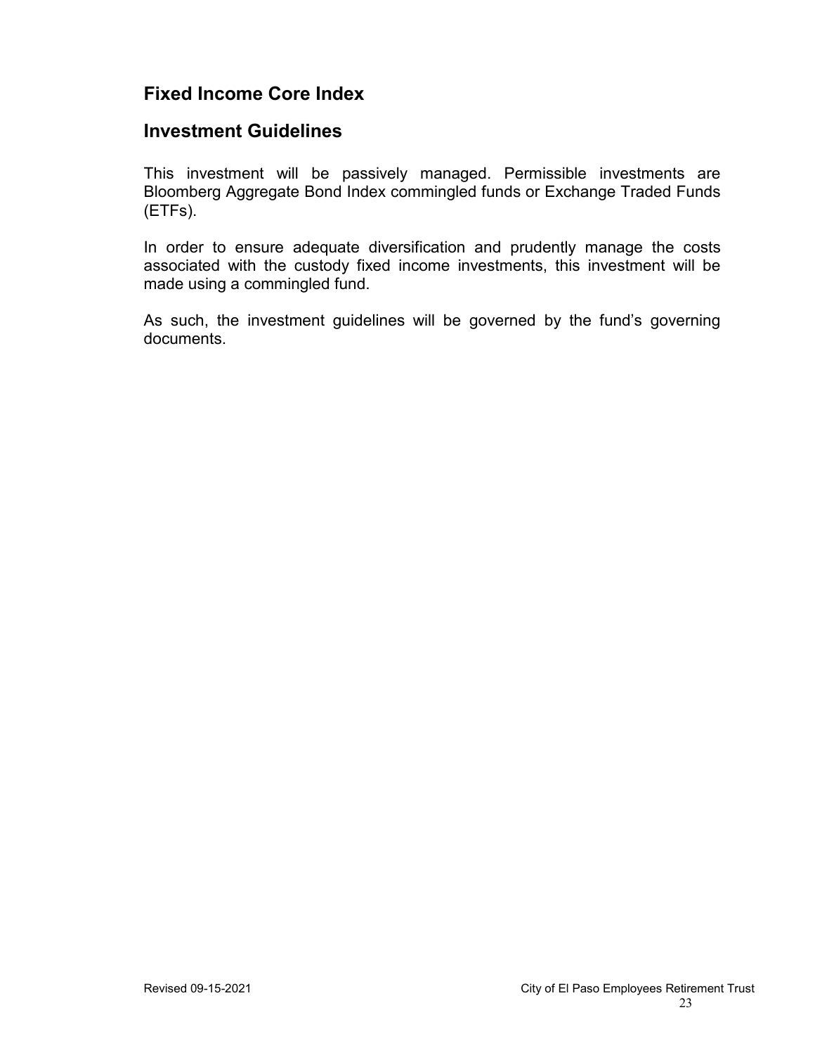## Fixed Income Core Index

## Investment Guidelines

This investment will be passively managed. Permissible investments are Bloomberg Aggregate Bond Index commingled funds or Exchange Traded Funds (ETFs).

In order to ensure adequate diversification and prudently manage the costs associated with the custody fixed income investments, this investment will be made using a commingled fund.

As such, the investment guidelines will be governed by the fund's governing documents.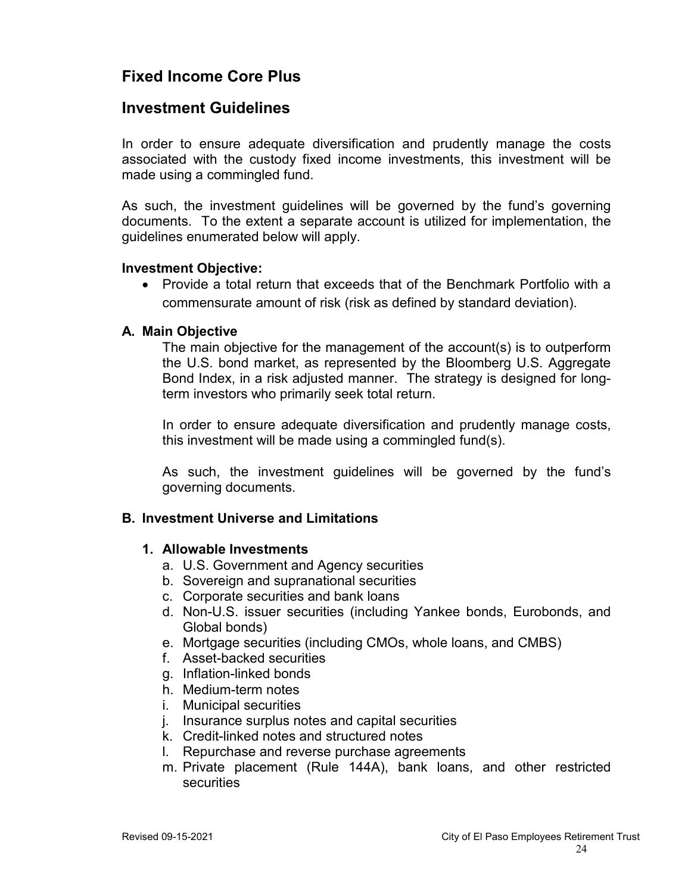## Fixed Income Core Plus

## Investment Guidelines

In order to ensure adequate diversification and prudently manage the costs associated with the custody fixed income investments, this investment will be made using a commingled fund.

As such, the investment guidelines will be governed by the fund's governing documents. To the extent a separate account is utilized for implementation, the guidelines enumerated below will apply.

**Investment Objective:**

- Provide a total return that exceeds that of the Benchmark Portfolio with a commensurate amount of risk (risk as defined by standard deviation).

### A. Main Objective

The main objective for the management of the account(s) is to outperform the U.S. bond market, as represented by the Bloomberg U.S. Aggregate Bond Index, in a risk adjusted manner. The strategy is designed for long-term investors who primarily seek total return.

In order to ensure adequate diversification and prudently manage costs, this investment will be made using a commingled fund(s).

As such, the investment guidelines will be governed by the fund's governing documents.

### B. Investment Universe and Limitations

#### 1. Allowable Investments

a. U.S. Government and Agency securities
b. Sovereign and supranational securities
c. Corporate securities and bank loans
d. Non-U.S. issuer securities (including Yankee bonds, Eurobonds, and Global bonds)
e. Mortgage securities (including CMOs, whole loans, and CMBS)
f. Asset-backed securities
g. Inflation-linked bonds
h. Medium-term notes
i. Municipal securities
j. Insurance surplus notes and capital securities
k. Credit-linked notes and structured notes
l. Repurchase and reverse purchase agreements
m. Private placement (Rule 144A), bank loans, and other restricted securities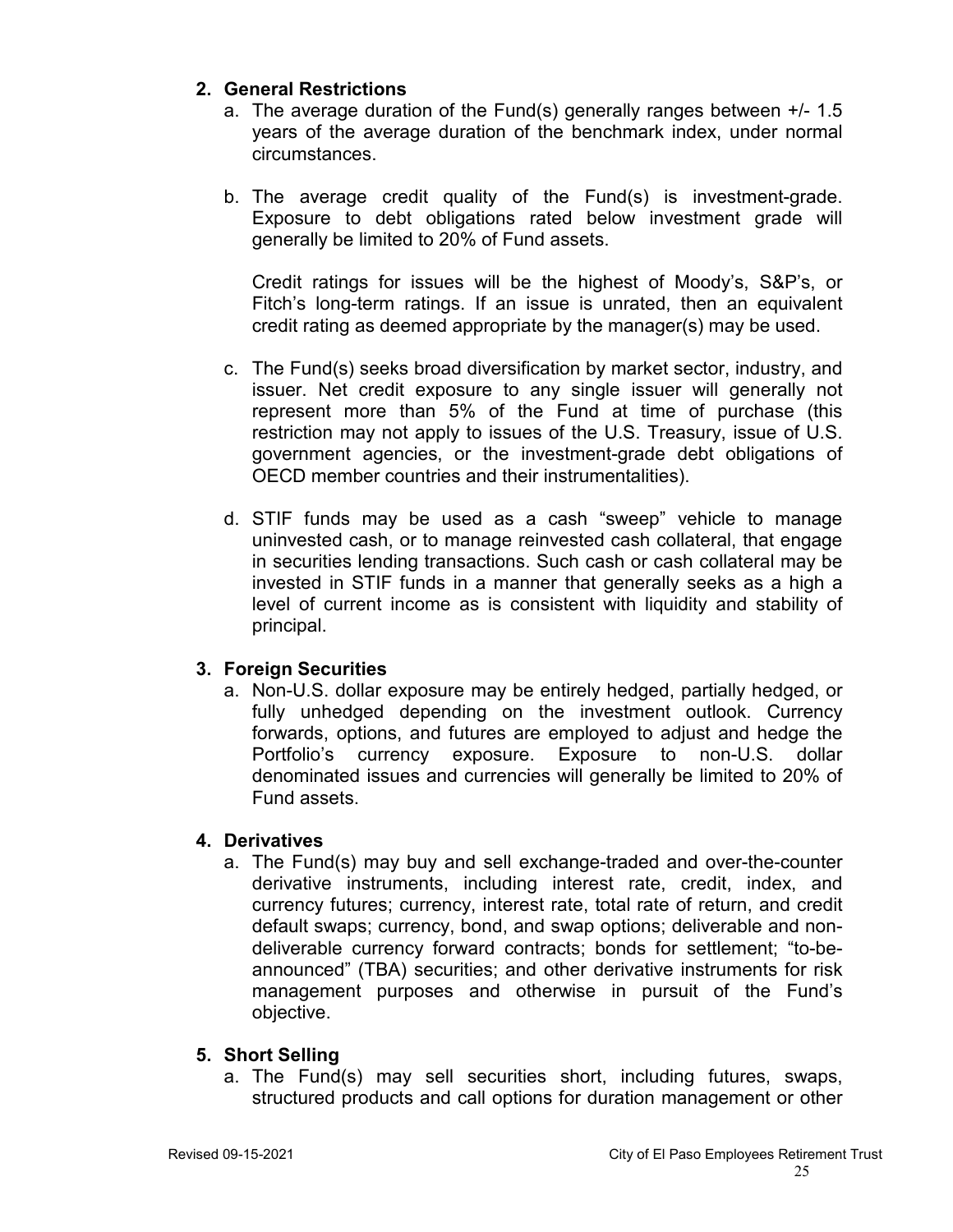## 2. General Restrictions

a. The average duration of the Fund(s) generally ranges between +/- 1.5 years of the average duration of the benchmark index, under normal circumstances.

b. The average credit quality of the Fund(s) is investment-grade. Exposure to debt obligations rated below investment grade will generally be limited to 20% of Fund assets.

   Credit ratings for issues will be the highest of Moody's, S&P's, or Fitch's long-term ratings. If an issue is unrated, then an equivalent credit rating as deemed appropriate by the manager(s) may be used.

c. The Fund(s) seeks broad diversification by market sector, industry, and issuer. Net credit exposure to any single issuer will generally not represent more than 5% of the Fund at time of purchase (this restriction may not apply to issues of the U.S. Treasury, issue of U.S. government agencies, or the investment-grade debt obligations of OECD member countries and their instrumentalities).

d. STIF funds may be used as a cash "sweep" vehicle to manage uninvested cash, or to manage reinvested cash collateral, that engage in securities lending transactions. Such cash or cash collateral may be invested in STIF funds in a manner that generally seeks as a high a level of current income as is consistent with liquidity and stability of principal.

## 3. Foreign Securities

a. Non-U.S. dollar exposure may be entirely hedged, partially hedged, or fully unhedged depending on the investment outlook. Currency forwards, options, and futures are employed to adjust and hedge the Portfolio's currency exposure. Exposure to non-U.S. dollar denominated issues and currencies will generally be limited to 20% of Fund assets.

## 4. Derivatives

a. The Fund(s) may buy and sell exchange-traded and over-the-counter derivative instruments, including interest rate, credit, index, and currency futures; currency, interest rate, total rate of return, and credit default swaps; currency, bond, and swap options; deliverable and non-deliverable currency forward contracts; bonds for settlement; "to-be-announced" (TBA) securities; and other derivative instruments for risk management purposes and otherwise in pursuit of the Fund's objective.

## 5. Short Selling

a. The Fund(s) may sell securities short, including futures, swaps, structured products and call options for duration management or other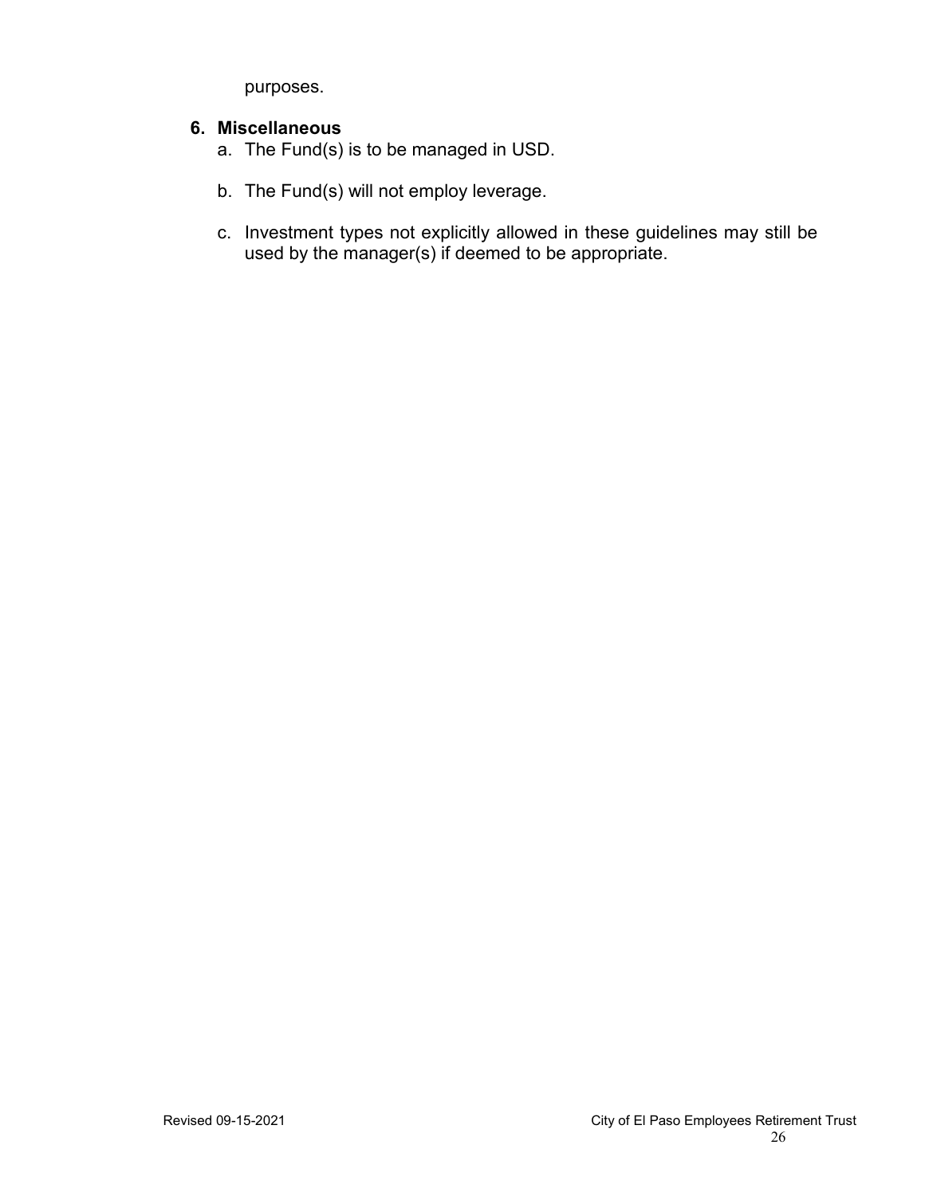purposes.

**6. Miscellaneous**

a. The Fund(s) is to be managed in USD.

b. The Fund(s) will not employ leverage.

c. Investment types not explicitly allowed in these guidelines may still be used by the manager(s) if deemed to be appropriate.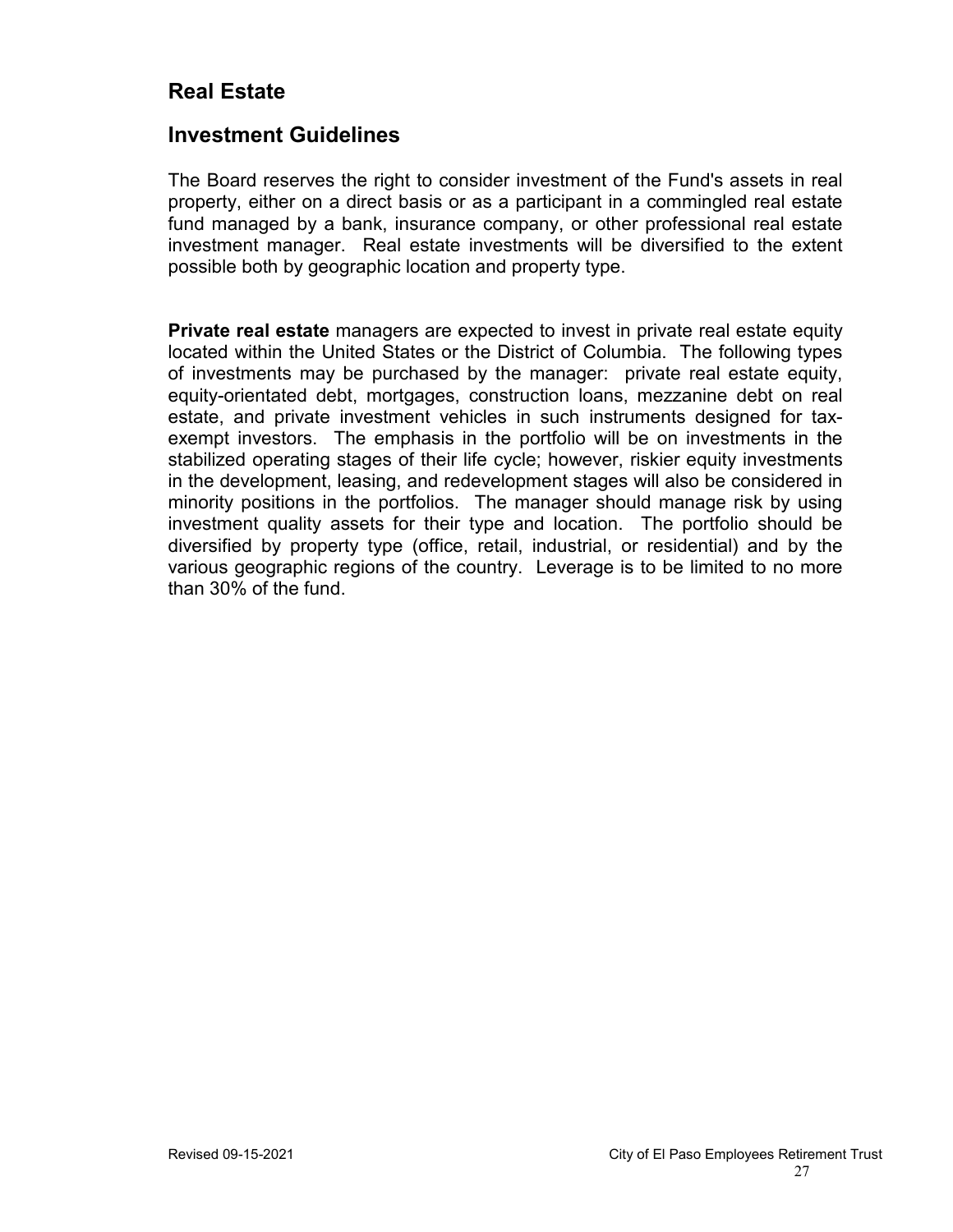## Real Estate

## Investment Guidelines

The Board reserves the right to consider investment of the Fund's assets in real property, either on a direct basis or as a participant in a commingled real estate fund managed by a bank, insurance company, or other professional real estate investment manager. Real estate investments will be diversified to the extent possible both by geographic location and property type.

**Private real estate** managers are expected to invest in private real estate equity located within the United States or the District of Columbia. The following types of investments may be purchased by the manager: private real estate equity, equity-orientated debt, mortgages, construction loans, mezzanine debt on real estate, and private investment vehicles in such instruments designed for tax-exempt investors. The emphasis in the portfolio will be on investments in the stabilized operating stages of their life cycle; however, riskier equity investments in the development, leasing, and redevelopment stages will also be considered in minority positions in the portfolios. The manager should manage risk by using investment quality assets for their type and location. The portfolio should be diversified by property type (office, retail, industrial, or residential) and by the various geographic regions of the country. Leverage is to be limited to no more than 30% of the fund.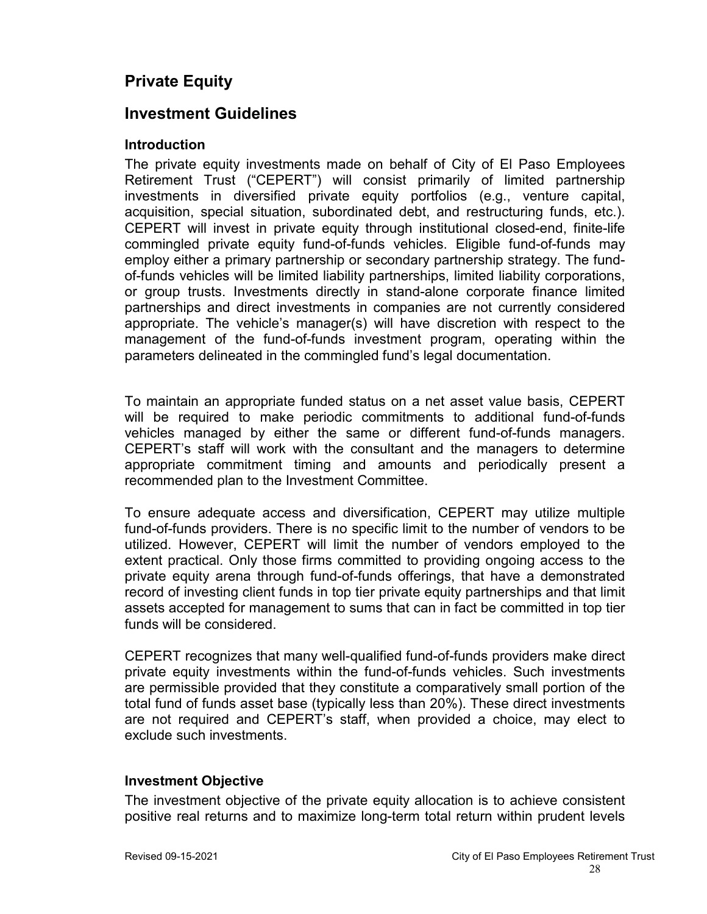## Private Equity

## Investment Guidelines

### Introduction

The private equity investments made on behalf of City of El Paso Employees Retirement Trust ("CEPERT") will consist primarily of limited partnership investments in diversified private equity portfolios (e.g., venture capital, acquisition, special situation, subordinated debt, and restructuring funds, etc.). CEPERT will invest in private equity through institutional closed-end, finite-life commingled private equity fund-of-funds vehicles. Eligible fund-of-funds may employ either a primary partnership or secondary partnership strategy. The fund-of-funds vehicles will be limited liability partnerships, limited liability corporations, or group trusts. Investments directly in stand-alone corporate finance limited partnerships and direct investments in companies are not currently considered appropriate. The vehicle's manager(s) will have discretion with respect to the management of the fund-of-funds investment program, operating within the parameters delineated in the commingled fund's legal documentation.

To maintain an appropriate funded status on a net asset value basis, CEPERT will be required to make periodic commitments to additional fund-of-funds vehicles managed by either the same or different fund-of-funds managers. CEPERT's staff will work with the consultant and the managers to determine appropriate commitment timing and amounts and periodically present a recommended plan to the Investment Committee.

To ensure adequate access and diversification, CEPERT may utilize multiple fund-of-funds providers. There is no specific limit to the number of vendors to be utilized. However, CEPERT will limit the number of vendors employed to the extent practical. Only those firms committed to providing ongoing access to the private equity arena through fund-of-funds offerings, that have a demonstrated record of investing client funds in top tier private equity partnerships and that limit assets accepted for management to sums that can in fact be committed in top tier funds will be considered.

CEPERT recognizes that many well-qualified fund-of-funds providers make direct private equity investments within the fund-of-funds vehicles. Such investments are permissible provided that they constitute a comparatively small portion of the total fund of funds asset base (typically less than 20%). These direct investments are not required and CEPERT's staff, when provided a choice, may elect to exclude such investments.

### Investment Objective

The investment objective of the private equity allocation is to achieve consistent positive real returns and to maximize long-term total return within prudent levels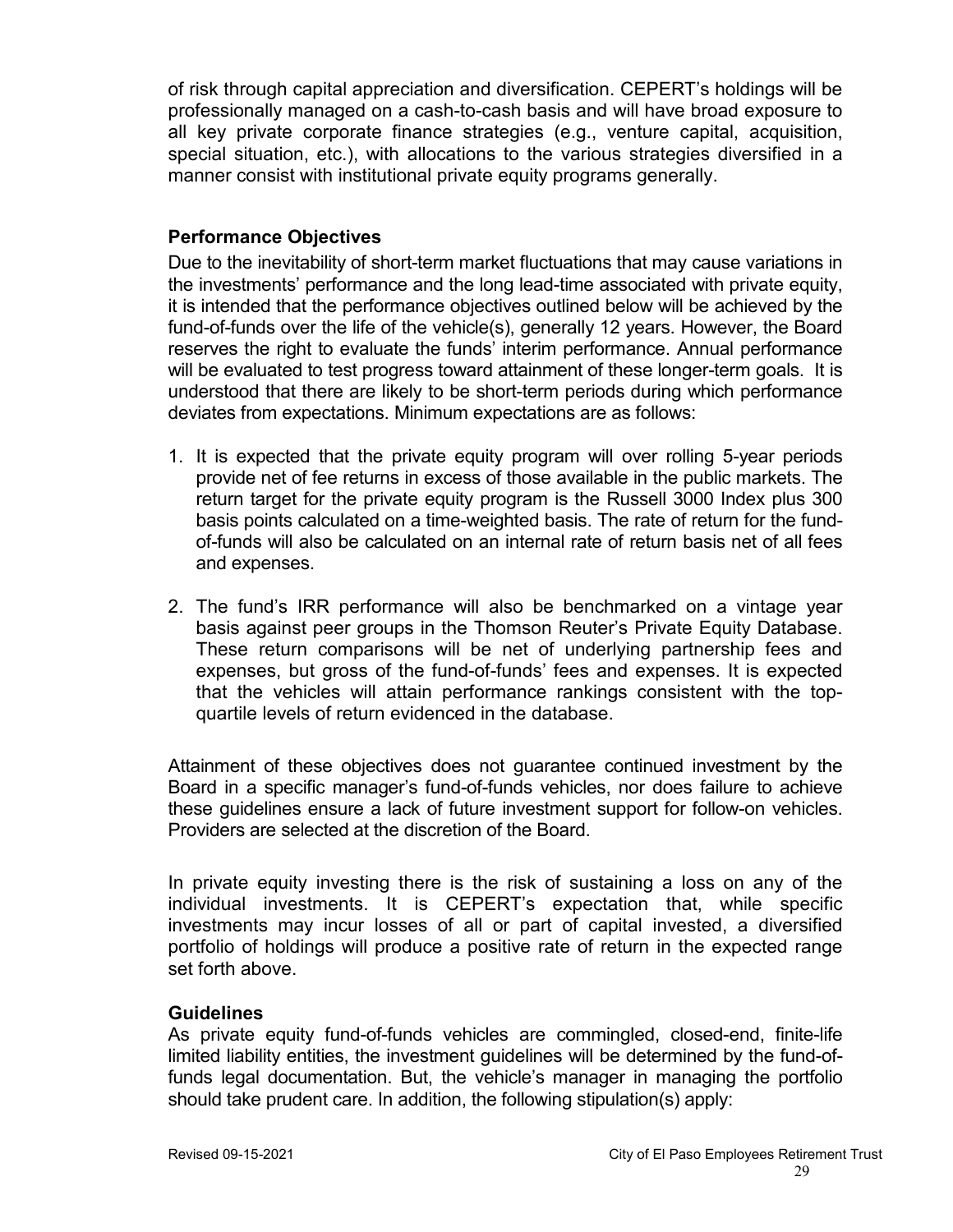of risk through capital appreciation and diversification. CEPERT's holdings will be professionally managed on a cash-to-cash basis and will have broad exposure to all key private corporate finance strategies (e.g., venture capital, acquisition, special situation, etc.), with allocations to the various strategies diversified in a manner consist with institutional private equity programs generally.

**Performance Objectives**

Due to the inevitability of short-term market fluctuations that may cause variations in the investments' performance and the long lead-time associated with private equity, it is intended that the performance objectives outlined below will be achieved by the fund-of-funds over the life of the vehicle(s), generally 12 years. However, the Board reserves the right to evaluate the funds' interim performance. Annual performance will be evaluated to test progress toward attainment of these longer-term goals. It is understood that there are likely to be short-term periods during which performance deviates from expectations. Minimum expectations are as follows:

1. It is expected that the private equity program will over rolling 5-year periods provide net of fee returns in excess of those available in the public markets. The return target for the private equity program is the Russell 3000 Index plus 300 basis points calculated on a time-weighted basis. The rate of return for the fund-of-funds will also be calculated on an internal rate of return basis net of all fees and expenses.

2. The fund's IRR performance will also be benchmarked on a vintage year basis against peer groups in the Thomson Reuter's Private Equity Database. These return comparisons will be net of underlying partnership fees and expenses, but gross of the fund-of-funds' fees and expenses. It is expected that the vehicles will attain performance rankings consistent with the top-quartile levels of return evidenced in the database.

Attainment of these objectives does not guarantee continued investment by the Board in a specific manager's fund-of-funds vehicles, nor does failure to achieve these guidelines ensure a lack of future investment support for follow-on vehicles. Providers are selected at the discretion of the Board.

In private equity investing there is the risk of sustaining a loss on any of the individual investments. It is CEPERT's expectation that, while specific investments may incur losses of all or part of capital invested, a diversified portfolio of holdings will produce a positive rate of return in the expected range set forth above.

**Guidelines**

As private equity fund-of-funds vehicles are commingled, closed-end, finite-life limited liability entities, the investment guidelines will be determined by the fund-of-funds legal documentation. But, the vehicle's manager in managing the portfolio should take prudent care. In addition, the following stipulation(s) apply: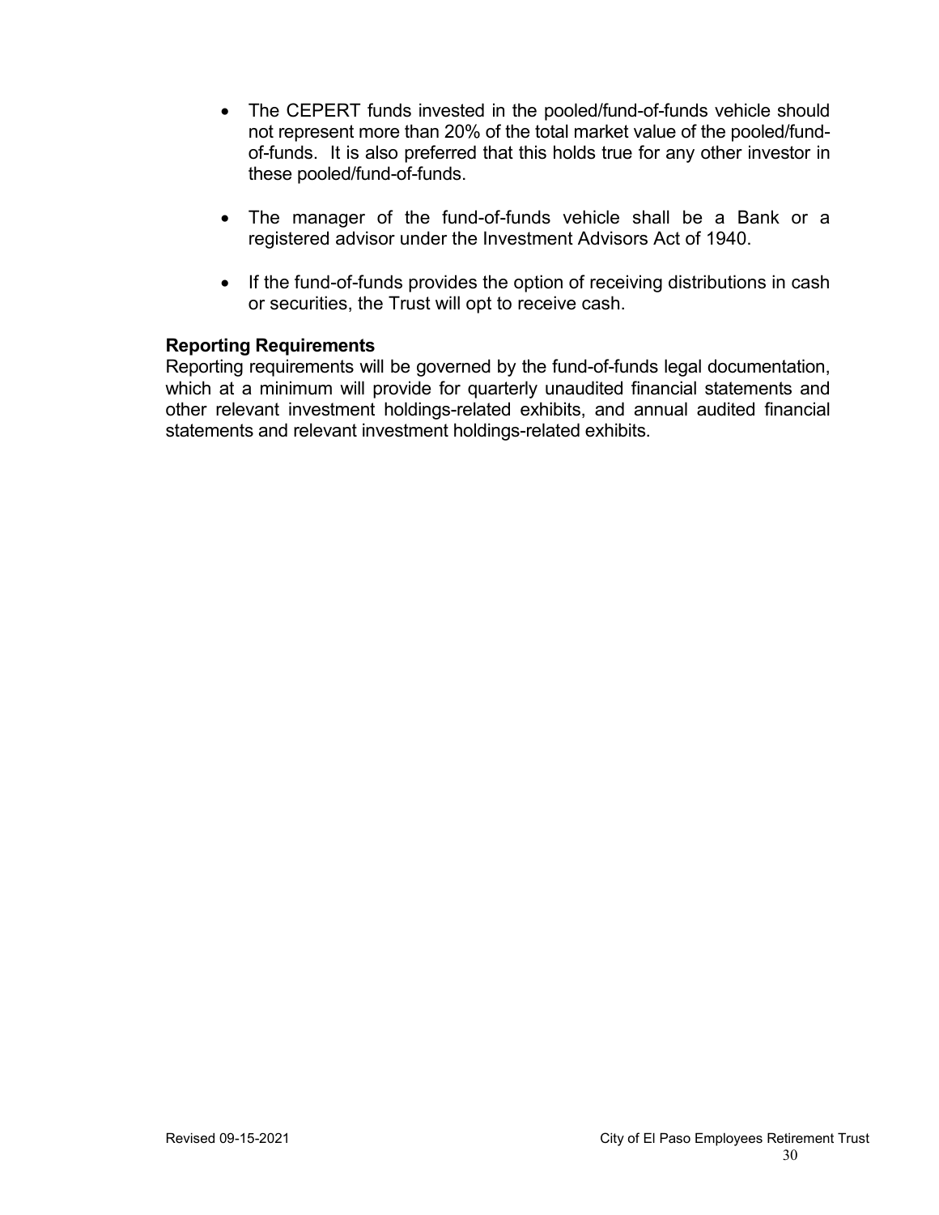- The CEPERT funds invested in the pooled/fund-of-funds vehicle should not represent more than 20% of the total market value of the pooled/fund-of-funds. It is also preferred that this holds true for any other investor in these pooled/fund-of-funds.

- The manager of the fund-of-funds vehicle shall be a Bank or a registered advisor under the Investment Advisors Act of 1940.

- If the fund-of-funds provides the option of receiving distributions in cash or securities, the Trust will opt to receive cash.

**Reporting Requirements**

Reporting requirements will be governed by the fund-of-funds legal documentation, which at a minimum will provide for quarterly unaudited financial statements and other relevant investment holdings-related exhibits, and annual audited financial statements and relevant investment holdings-related exhibits.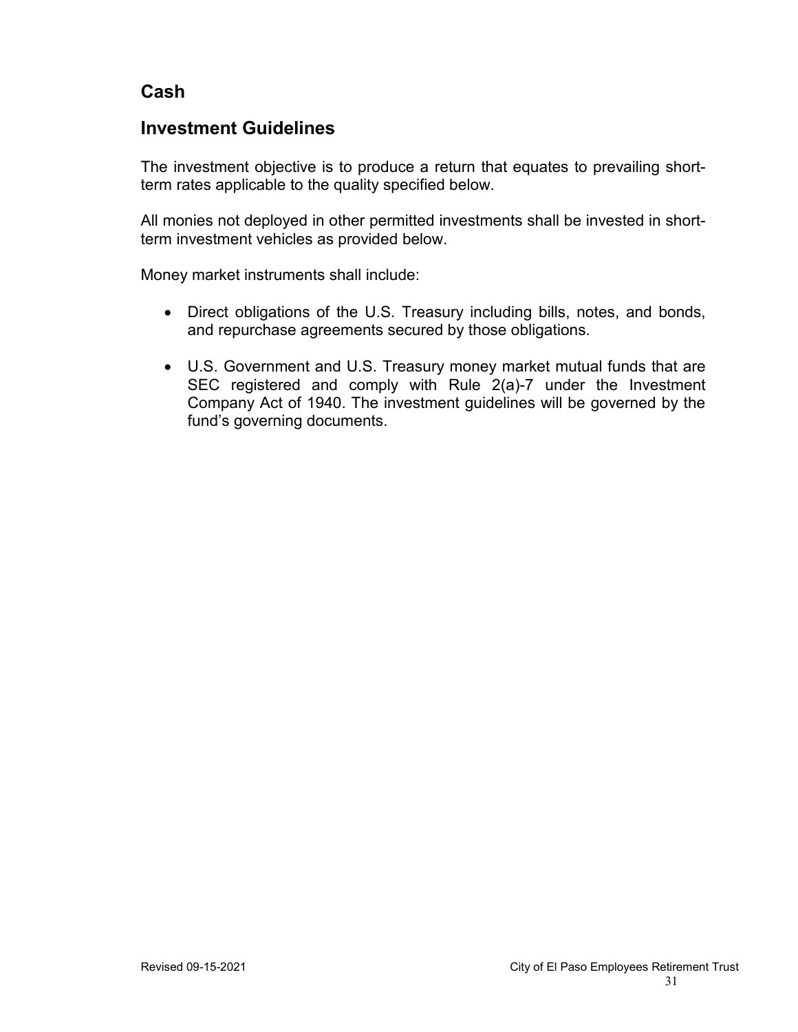## Cash

## Investment Guidelines

The investment objective is to produce a return that equates to prevailing short-term rates applicable to the quality specified below.

All monies not deployed in other permitted investments shall be invested in short-term investment vehicles as provided below.

Money market instruments shall include:

- Direct obligations of the U.S. Treasury including bills, notes, and bonds, and repurchase agreements secured by those obligations.
- U.S. Government and U.S. Treasury money market mutual funds that are SEC registered and comply with Rule 2(a)-7 under the Investment Company Act of 1940. The investment guidelines will be governed by the fund's governing documents.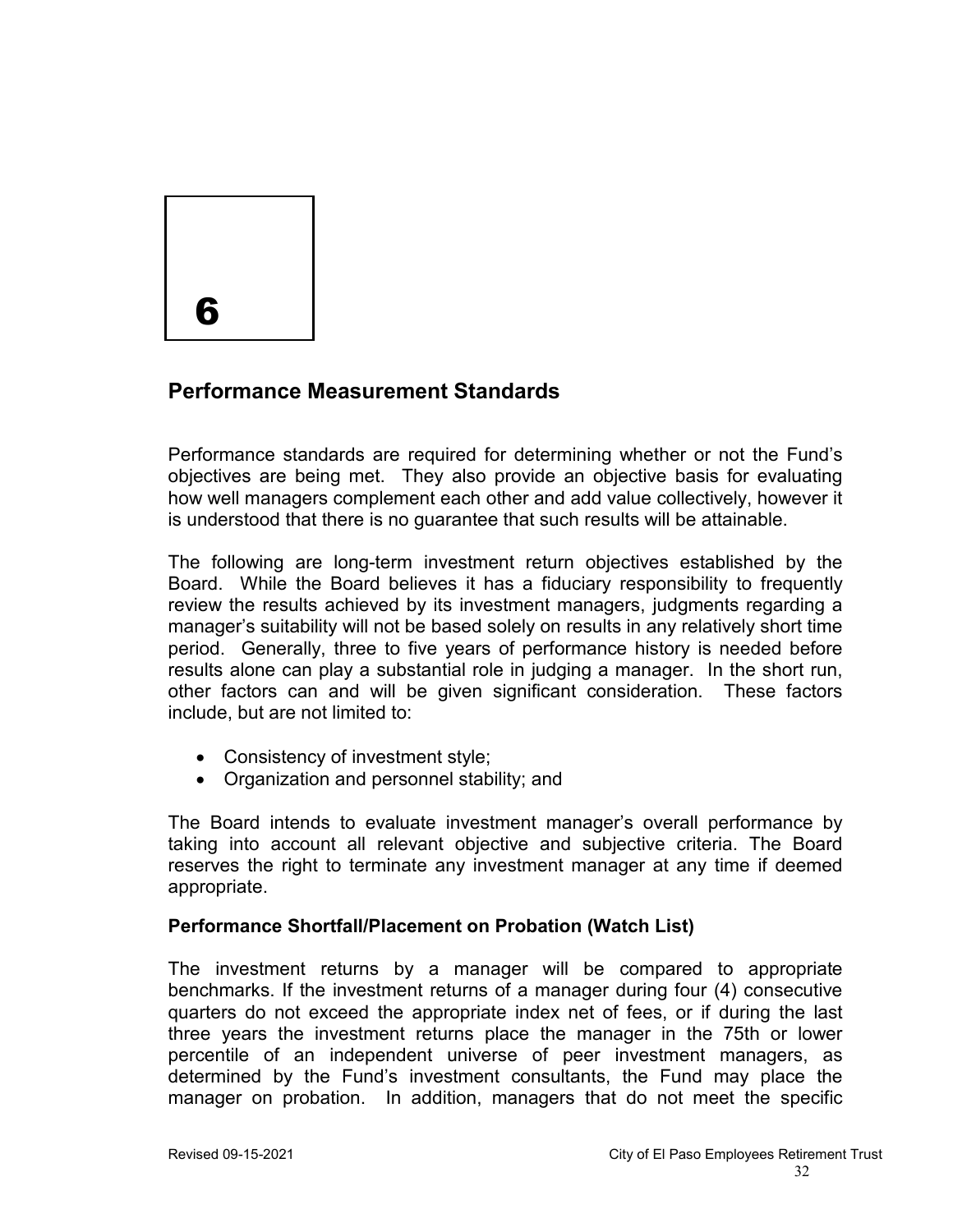# 6

## Performance Measurement Standards

Performance standards are required for determining whether or not the Fund's objectives are being met. They also provide an objective basis for evaluating how well managers complement each other and add value collectively, however it is understood that there is no guarantee that such results will be attainable.

The following are long-term investment return objectives established by the Board. While the Board believes it has a fiduciary responsibility to frequently review the results achieved by its investment managers, judgments regarding a manager's suitability will not be based solely on results in any relatively short time period. Generally, three to five years of performance history is needed before results alone can play a substantial role in judging a manager. In the short run, other factors can and will be given significant consideration. These factors include, but are not limited to:

- Consistency of investment style;
- Organization and personnel stability; and

The Board intends to evaluate investment manager's overall performance by taking into account all relevant objective and subjective criteria. The Board reserves the right to terminate any investment manager at any time if deemed appropriate.

### Performance Shortfall/Placement on Probation (Watch List)

The investment returns by a manager will be compared to appropriate benchmarks. If the investment returns of a manager during four (4) consecutive quarters do not exceed the appropriate index net of fees, or if during the last three years the investment returns place the manager in the 75th or lower percentile of an independent universe of peer investment managers, as determined by the Fund's investment consultants, the Fund may place the manager on probation. In addition, managers that do not meet the specific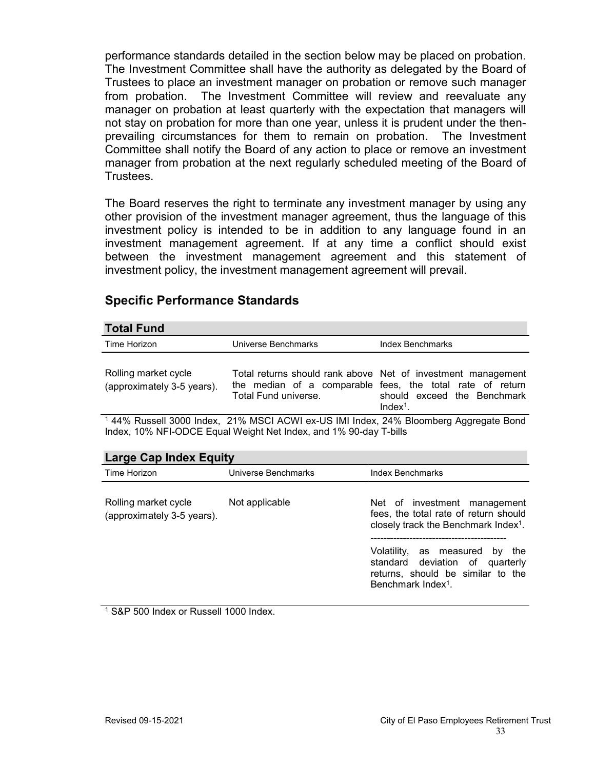performance standards detailed in the section below may be placed on probation. The Investment Committee shall have the authority as delegated by the Board of Trustees to place an investment manager on probation or remove such manager from probation. The Investment Committee will review and reevaluate any manager on probation at least quarterly with the expectation that managers will not stay on probation for more than one year, unless it is prudent under the then-prevailing circumstances for them to remain on probation. The Investment Committee shall notify the Board of any action to place or remove an investment manager from probation at the next regularly scheduled meeting of the Board of Trustees.

The Board reserves the right to terminate any investment manager by using any other provision of the investment manager agreement, thus the language of this investment policy is intended to be in addition to any language found in an investment management agreement. If at any time a conflict should exist between the investment management agreement and this statement of investment policy, the investment management agreement will prevail.

## Specific Performance Standards

**Total Fund**

| Time Horizon | Universe Benchmarks | Index Benchmarks |
|---|---|---|
| Rolling market cycle (approximately 3-5 years). | Total returns should rank above the median of a comparable Total Fund universe. | Net of investment management fees, the total rate of return should exceed the Benchmark Index[1]. |

[1] 44% Russell 3000 Index, 21% MSCI ACWI ex-US IMI Index, 24% Bloomberg Aggregate Bond Index, 10% NFI-ODCE Equal Weight Net Index, and 1% 90-day T-bills

**Large Cap Index Equity**

| Time Horizon | Universe Benchmarks | Index Benchmarks |
|---|---|---|
| Rolling market cycle (approximately 3-5 years). | Not applicable | Net of investment management fees, the total rate of return should closely track the Benchmark Index[1]. |
| | | Volatility, as measured by the standard deviation of quarterly returns, should be similar to the Benchmark Index[1]. |

[1] S&P 500 Index or Russell 1000 Index.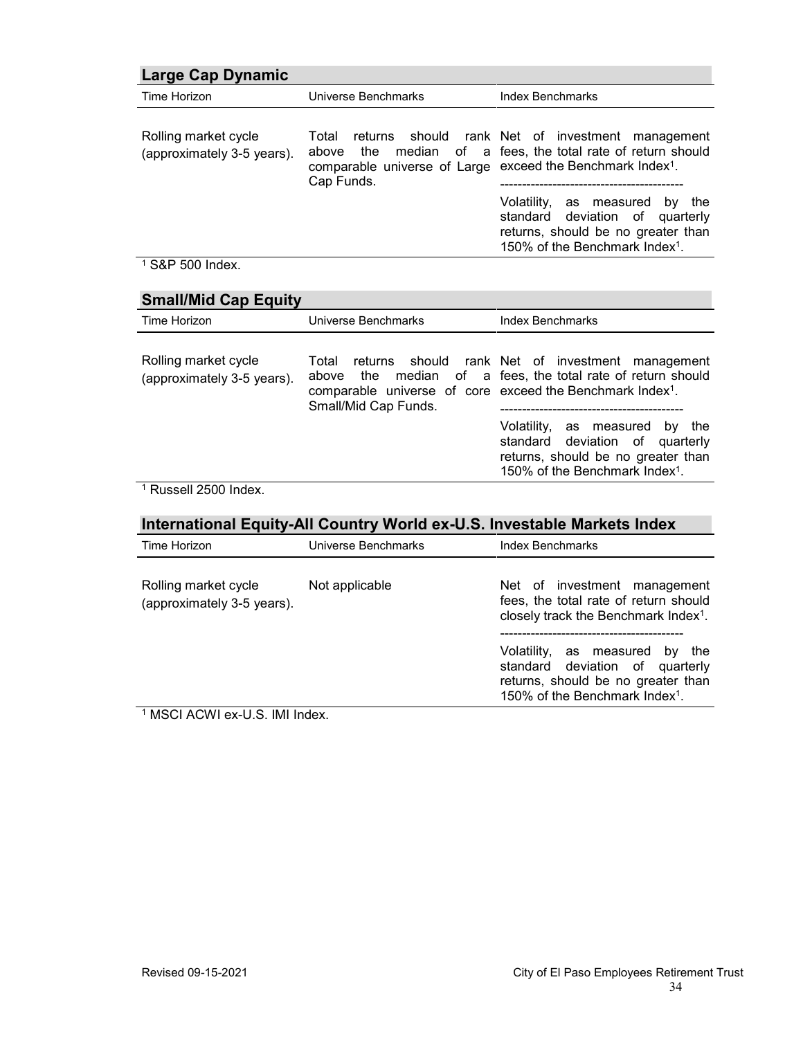## Large Cap Dynamic

| Time Horizon | Universe Benchmarks | Index Benchmarks |
|---|---|---|
| Rolling market cycle (approximately 3-5 years). | Total returns should rank above the median of a comparable universe of Large Cap Funds. | Net of investment management fees, the total rate of return should exceed the Benchmark Index[1]. |
| | | Volatility, as measured by the standard deviation of quarterly returns, should be no greater than 150% of the Benchmark Index[1]. |

[1] S&P 500 Index.

## Small/Mid Cap Equity

| Time Horizon | Universe Benchmarks | Index Benchmarks |
|---|---|---|
| Rolling market cycle (approximately 3-5 years). | Total returns should rank above the median of a comparable universe of core Small/Mid Cap Funds. | Net of investment management fees, the total rate of return should exceed the Benchmark Index[1]. |
| | | Volatility, as measured by the standard deviation of quarterly returns, should be no greater than 150% of the Benchmark Index[1]. |

[1] Russell 2500 Index.

## International Equity-All Country World ex-U.S. Investable Markets Index

| Time Horizon | Universe Benchmarks | Index Benchmarks |
|---|---|---|
| Rolling market cycle (approximately 3-5 years). | Not applicable | Net of investment management fees, the total rate of return should closely track the Benchmark Index[1]. |
| | | Volatility, as measured by the standard deviation of quarterly returns, should be no greater than 150% of the Benchmark Index[1]. |

[1] MSCI ACWI ex-U.S. IMI Index.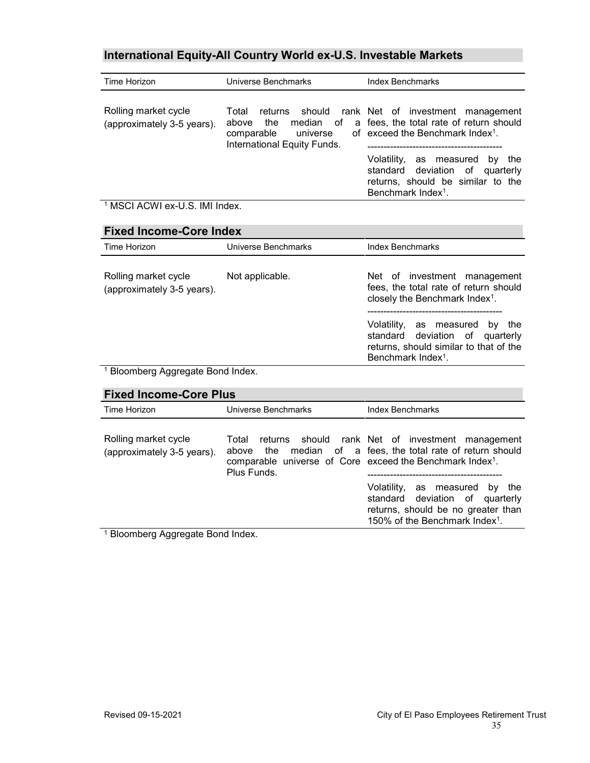## International Equity-All Country World ex-U.S. Investable Markets

| Time Horizon | Universe Benchmarks | Index Benchmarks |
|---|---|---|
| Rolling market cycle (approximately 3-5 years). | Total returns should rank above the median of a comparable universe of International Equity Funds. | Net of investment management fees, the total rate of return should exceed the Benchmark Index[1]. |
| | | Volatility, as measured by the standard deviation of quarterly returns, should be similar to the Benchmark Index[1]. |

[1] MSCI ACWI ex-U.S. IMI Index.

## Fixed Income-Core Index

| Time Horizon | Universe Benchmarks | Index Benchmarks |
|---|---|---|
| Rolling market cycle (approximately 3-5 years). | Not applicable. | Net of investment management fees, the total rate of return should closely the Benchmark Index[1]. |
| | | Volatility, as measured by the standard deviation of quarterly returns, should similar to that of the Benchmark Index[1]. |

[1] Bloomberg Aggregate Bond Index.

## Fixed Income-Core Plus

| Time Horizon | Universe Benchmarks | Index Benchmarks |
|---|---|---|
| Rolling market cycle (approximately 3-5 years). | Total returns should rank above the median of a comparable universe of Core Plus Funds. | Net of investment management fees, the total rate of return should exceed the Benchmark Index[1]. |
| | | Volatility, as measured by the standard deviation of quarterly returns, should be no greater than 150% of the Benchmark Index[1]. |

[1] Bloomberg Aggregate Bond Index.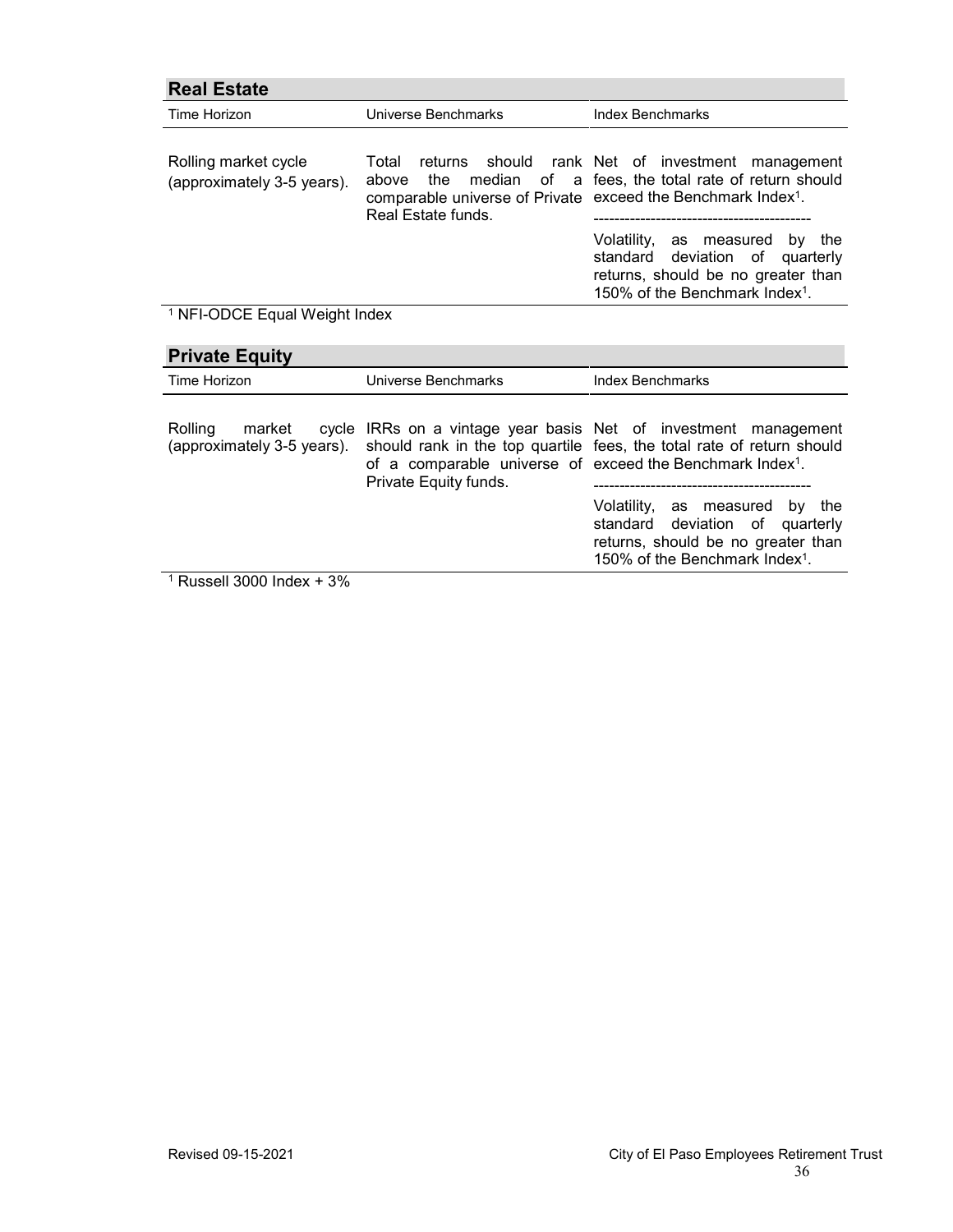## Real Estate

| Time Horizon | Universe Benchmarks | Index Benchmarks |
|---|---|---|
| Rolling market cycle (approximately 3-5 years). | Total returns should rank above the median of a comparable universe of Private Real Estate funds. | Net of investment management fees, the total rate of return should exceed the Benchmark Index[1]. |
| | | Volatility, as measured by the standard deviation of quarterly returns, should be no greater than 150% of the Benchmark Index[1]. |

[1] NFI-ODCE Equal Weight Index

## Private Equity

| Time Horizon | Universe Benchmarks | Index Benchmarks |
|---|---|---|
| Rolling market cycle (approximately 3-5 years). | IRRs on a vintage year basis should rank in the top quartile of a comparable universe of Private Equity funds. | Net of investment management fees, the total rate of return should exceed the Benchmark Index[1]. |
| | | Volatility, as measured by the standard deviation of quarterly returns, should be no greater than 150% of the Benchmark Index[1]. |

[1] Russell 3000 Index + 3%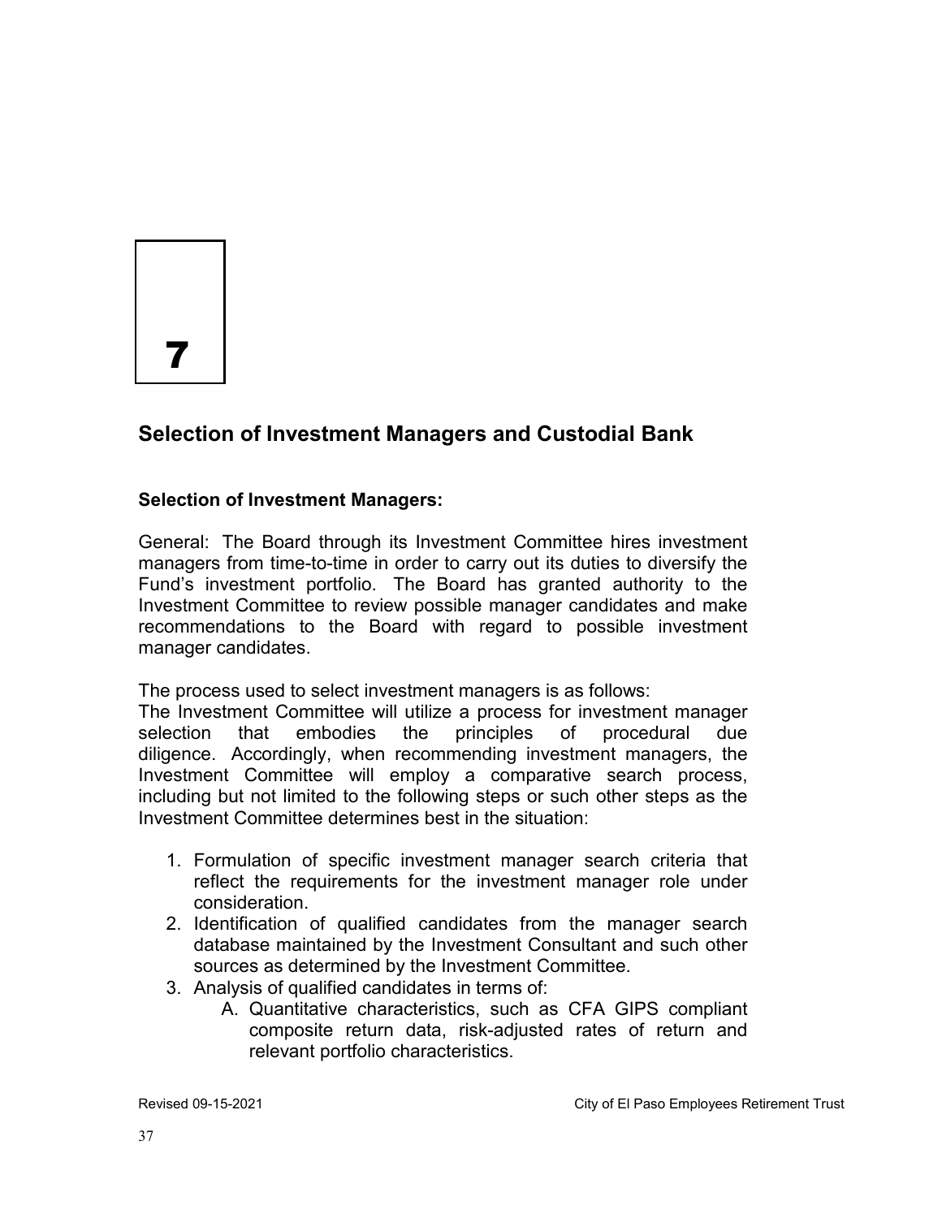# 7

## Selection of Investment Managers and Custodial Bank

### Selection of Investment Managers:

General: The Board through its Investment Committee hires investment managers from time-to-time in order to carry out its duties to diversify the Fund's investment portfolio. The Board has granted authority to the Investment Committee to review possible manager candidates and make recommendations to the Board with regard to possible investment manager candidates.

The process used to select investment managers is as follows:
The Investment Committee will utilize a process for investment manager selection that embodies the principles of procedural due diligence. Accordingly, when recommending investment managers, the Investment Committee will employ a comparative search process, including but not limited to the following steps or such other steps as the Investment Committee determines best in the situation:

1. Formulation of specific investment manager search criteria that reflect the requirements for the investment manager role under consideration.
2. Identification of qualified candidates from the manager search database maintained by the Investment Consultant and such other sources as determined by the Investment Committee.
3. Analysis of qualified candidates in terms of:
   A. Quantitative characteristics, such as CFA GIPS compliant composite return data, risk-adjusted rates of return and relevant portfolio characteristics.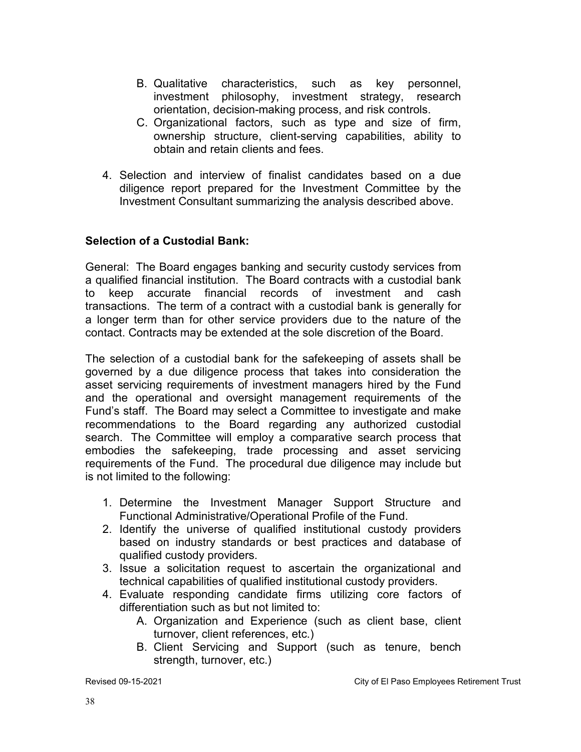B. Qualitative characteristics, such as key personnel, investment philosophy, investment strategy, research orientation, decision-making process, and risk controls.
C. Organizational factors, such as type and size of firm, ownership structure, client-serving capabilities, ability to obtain and retain clients and fees.

4. Selection and interview of finalist candidates based on a due diligence report prepared for the Investment Committee by the Investment Consultant summarizing the analysis described above.

**Selection of a Custodial Bank:**

General: The Board engages banking and security custody services from a qualified financial institution. The Board contracts with a custodial bank to keep accurate financial records of investment and cash transactions. The term of a contract with a custodial bank is generally for a longer term than for other service providers due to the nature of the contact. Contracts may be extended at the sole discretion of the Board.

The selection of a custodial bank for the safekeeping of assets shall be governed by a due diligence process that takes into consideration the asset servicing requirements of investment managers hired by the Fund and the operational and oversight management requirements of the Fund's staff. The Board may select a Committee to investigate and make recommendations to the Board regarding any authorized custodial search. The Committee will employ a comparative search process that embodies the safekeeping, trade processing and asset servicing requirements of the Fund. The procedural due diligence may include but is not limited to the following:

1. Determine the Investment Manager Support Structure and Functional Administrative/Operational Profile of the Fund.
2. Identify the universe of qualified institutional custody providers based on industry standards or best practices and database of qualified custody providers.
3. Issue a solicitation request to ascertain the organizational and technical capabilities of qualified institutional custody providers.
4. Evaluate responding candidate firms utilizing core factors of differentiation such as but not limited to:
   A. Organization and Experience (such as client base, client turnover, client references, etc.)
   B. Client Servicing and Support (such as tenure, bench strength, turnover, etc.)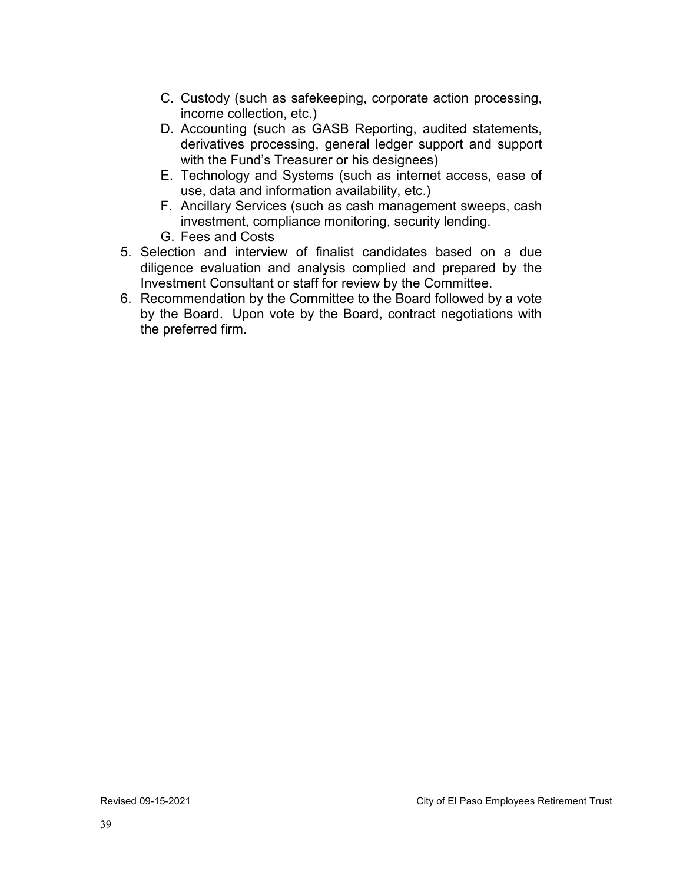C. Custody (such as safekeeping, corporate action processing, income collection, etc.)
D. Accounting (such as GASB Reporting, audited statements, derivatives processing, general ledger support and support with the Fund's Treasurer or his designees)
E. Technology and Systems (such as internet access, ease of use, data and information availability, etc.)
F. Ancillary Services (such as cash management sweeps, cash investment, compliance monitoring, security lending.
G. Fees and Costs

5. Selection and interview of finalist candidates based on a due diligence evaluation and analysis complied and prepared by the Investment Consultant or staff for review by the Committee.
6. Recommendation by the Committee to the Board followed by a vote by the Board. Upon vote by the Board, contract negotiations with the preferred firm.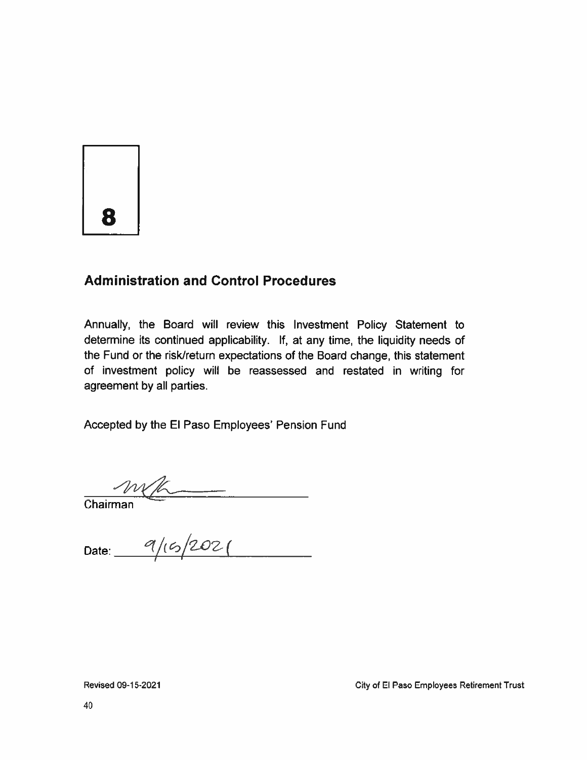# 8

## Administration and Control Procedures

Annually, the Board will review this Investment Policy Statement to determine its continued applicability. If, at any time, the liquidity needs of the Fund or the risk/return expectations of the Board change, this statement of investment policy will be reassessed and restated in writing for agreement by all parties.

Accepted by the El Paso Employees' Pension Fund

\_\_\_\_\_\_\_\_\_\_\_\_\_\_\_\_\_\_\_\_\_\_\_\_\_\_\_\_
Chairman

Date: 9/15/2021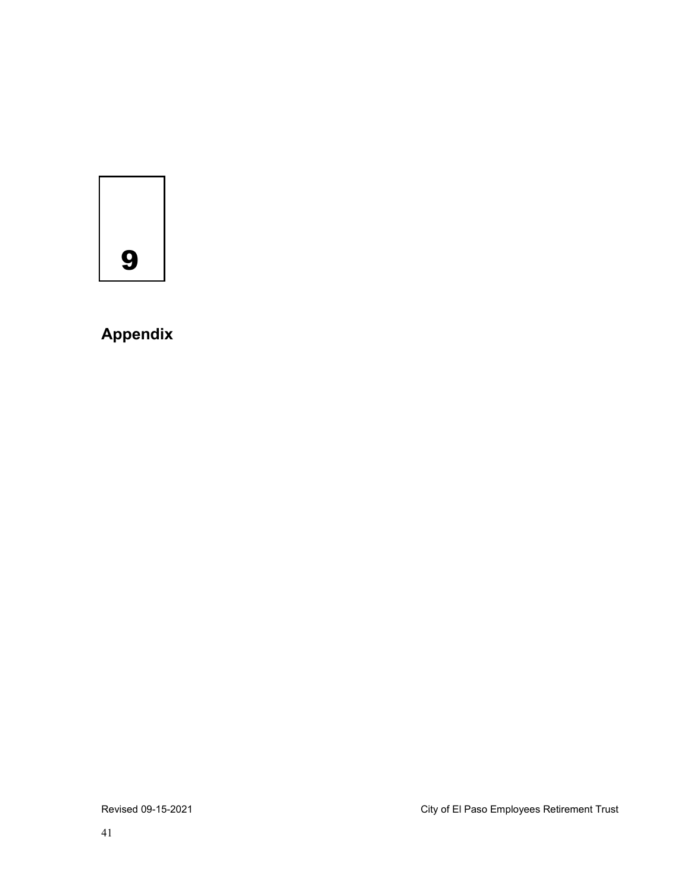# 9

## Appendix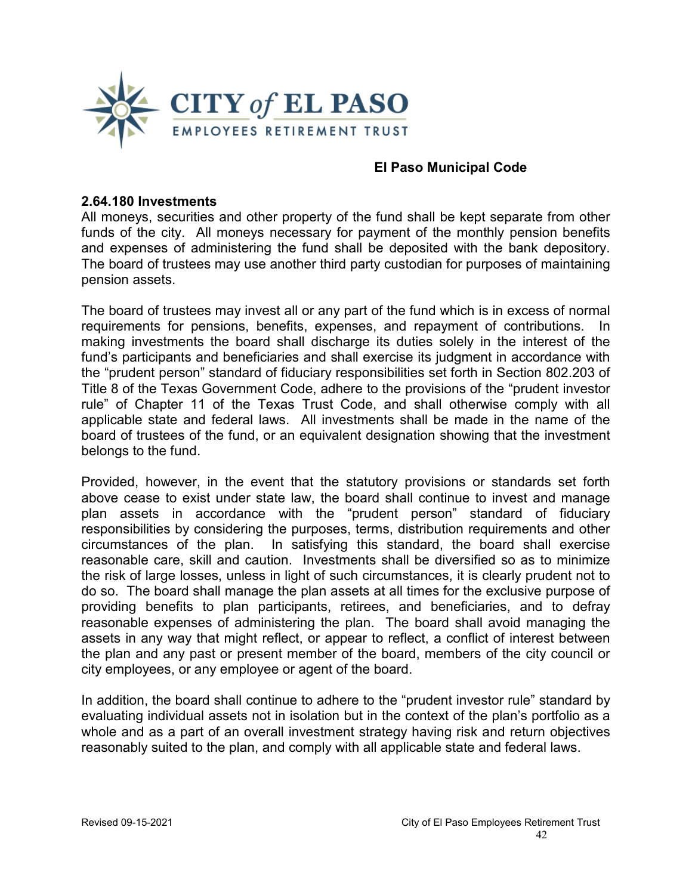**El Paso Municipal Code**

## 2.64.180 Investments

All moneys, securities and other property of the fund shall be kept separate from other funds of the city. All moneys necessary for payment of the monthly pension benefits and expenses of administering the fund shall be deposited with the bank depository. The board of trustees may use another third party custodian for purposes of maintaining pension assets.

The board of trustees may invest all or any part of the fund which is in excess of normal requirements for pensions, benefits, expenses, and repayment of contributions. In making investments the board shall discharge its duties solely in the interest of the fund's participants and beneficiaries and shall exercise its judgment in accordance with the "prudent person" standard of fiduciary responsibilities set forth in Section 802.203 of Title 8 of the Texas Government Code, adhere to the provisions of the "prudent investor rule" of Chapter 11 of the Texas Trust Code, and shall otherwise comply with all applicable state and federal laws. All investments shall be made in the name of the board of trustees of the fund, or an equivalent designation showing that the investment belongs to the fund.

Provided, however, in the event that the statutory provisions or standards set forth above cease to exist under state law, the board shall continue to invest and manage plan assets in accordance with the "prudent person" standard of fiduciary responsibilities by considering the purposes, terms, distribution requirements and other circumstances of the plan. In satisfying this standard, the board shall exercise reasonable care, skill and caution. Investments shall be diversified so as to minimize the risk of large losses, unless in light of such circumstances, it is clearly prudent not to do so. The board shall manage the plan assets at all times for the exclusive purpose of providing benefits to plan participants, retirees, and beneficiaries, and to defray reasonable expenses of administering the plan. The board shall avoid managing the assets in any way that might reflect, or appear to reflect, a conflict of interest between the plan and any past or present member of the board, members of the city council or city employees, or any employee or agent of the board.

In addition, the board shall continue to adhere to the "prudent investor rule" standard by evaluating individual assets not in isolation but in the context of the plan's portfolio as a whole and as a part of an overall investment strategy having risk and return objectives reasonably suited to the plan, and comply with all applicable state and federal laws.